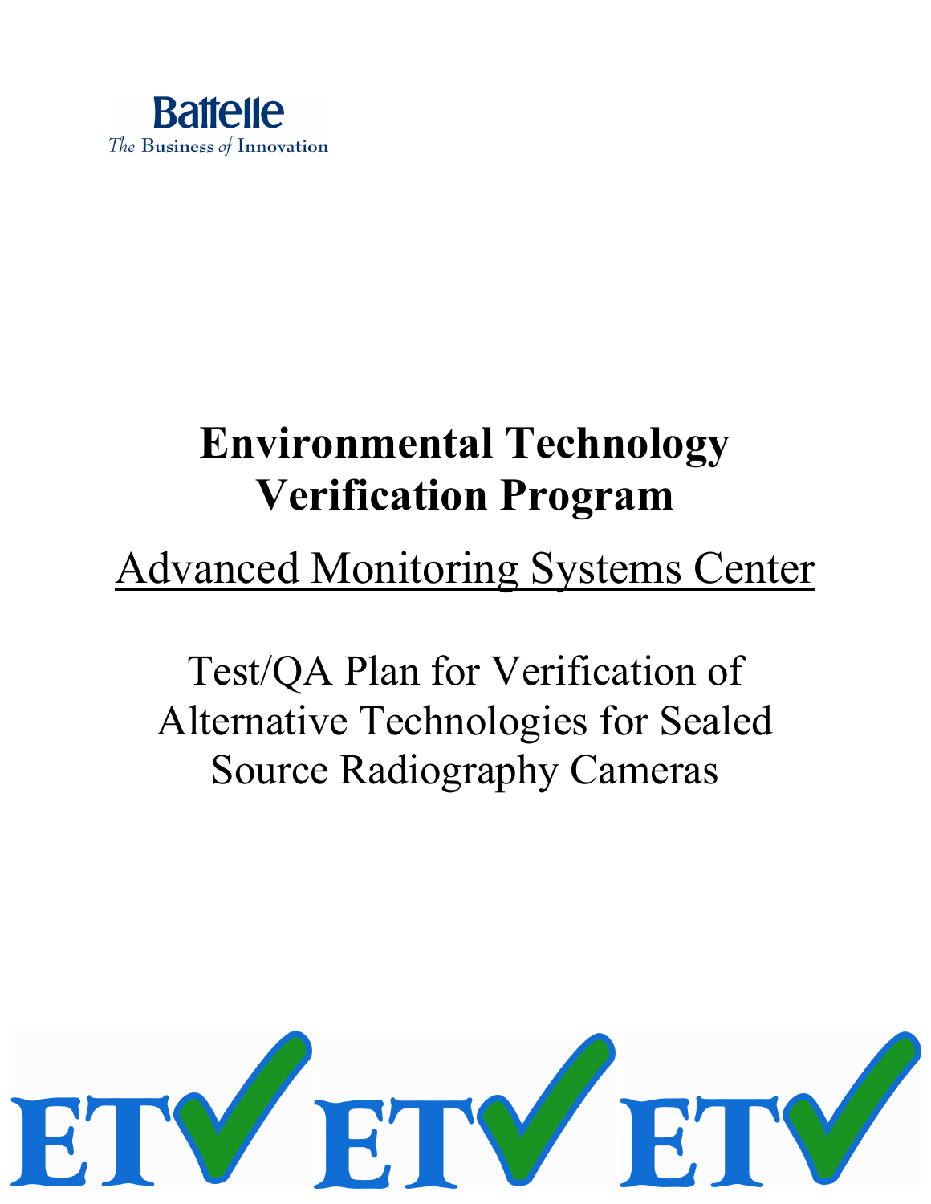Battelle

*The* Business *of* Innovation

# Environmental Technology Verification Program

## Advanced Monitoring Systems Center

Test/QA Plan for Verification of Alternative Technologies for Sealed Source Radiography Cameras

ETV ETV ETV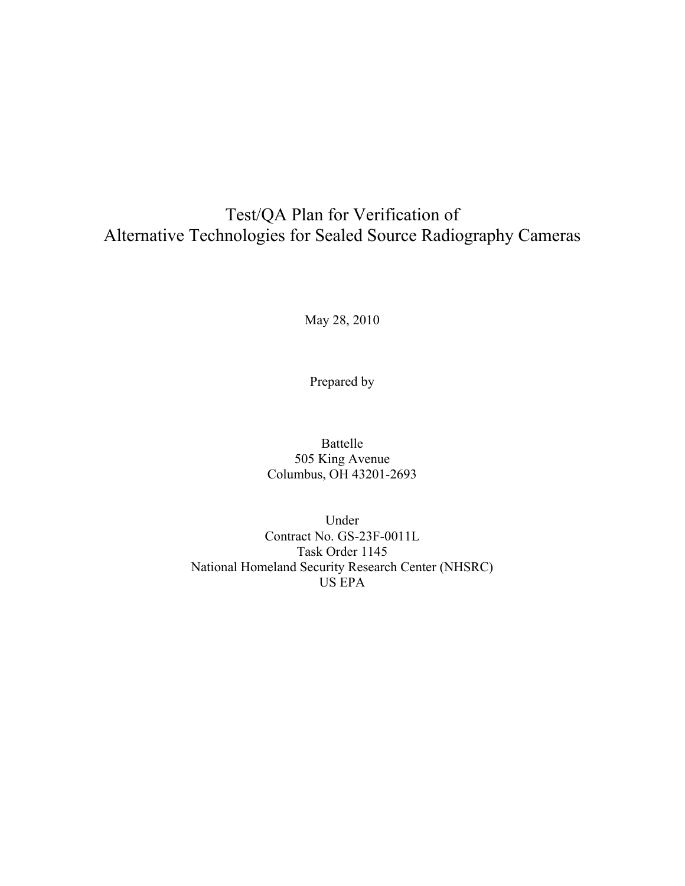# Test/QA Plan for Verification of Alternative Technologies for Sealed Source Radiography Cameras

May 28, 2010

Prepared by

Battelle  
505 King Avenue  
Columbus, OH 43201-2693

Under  
Contract No. GS-23F-0011L  
Task Order 1145  
National Homeland Security Research Center (NHSRC)  
US EPA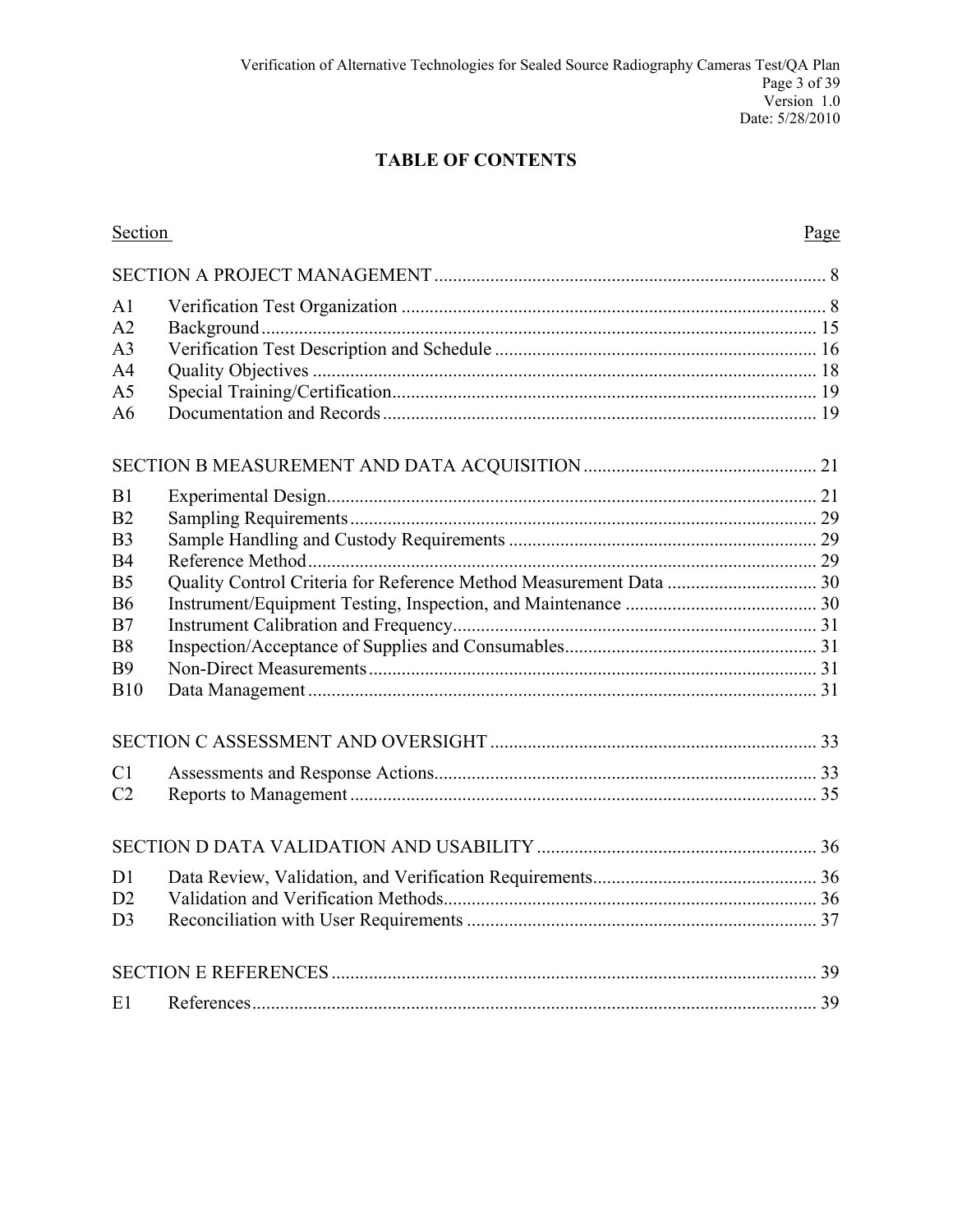# TABLE OF CONTENTS

| Section | | Page |
|---|---|---|
| SECTION A PROJECT MANAGEMENT | | 8 |
| A1 | Verification Test Organization | 8 |
| A2 | Background | 15 |
| A3 | Verification Test Description and Schedule | 16 |
| A4 | Quality Objectives | 18 |
| A5 | Special Training/Certification | 19 |
| A6 | Documentation and Records | 19 |
| SECTION B MEASUREMENT AND DATA ACQUISITION | | 21 |
| B1 | Experimental Design | 21 |
| B2 | Sampling Requirements | 29 |
| B3 | Sample Handling and Custody Requirements | 29 |
| B4 | Reference Method | 29 |
| B5 | Quality Control Criteria for Reference Method Measurement Data | 30 |
| B6 | Instrument/Equipment Testing, Inspection, and Maintenance | 30 |
| B7 | Instrument Calibration and Frequency | 31 |
| B8 | Inspection/Acceptance of Supplies and Consumables | 31 |
| B9 | Non-Direct Measurements | 31 |
| B10 | Data Management | 31 |
| SECTION C ASSESSMENT AND OVERSIGHT | | 33 |
| C1 | Assessments and Response Actions | 33 |
| C2 | Reports to Management | 35 |
| SECTION D DATA VALIDATION AND USABILITY | | 36 |
| D1 | Data Review, Validation, and Verification Requirements | 36 |
| D2 | Validation and Verification Methods | 36 |
| D3 | Reconciliation with User Requirements | 37 |
| SECTION E REFERENCES | | 39 |
| E1 | References | 39 |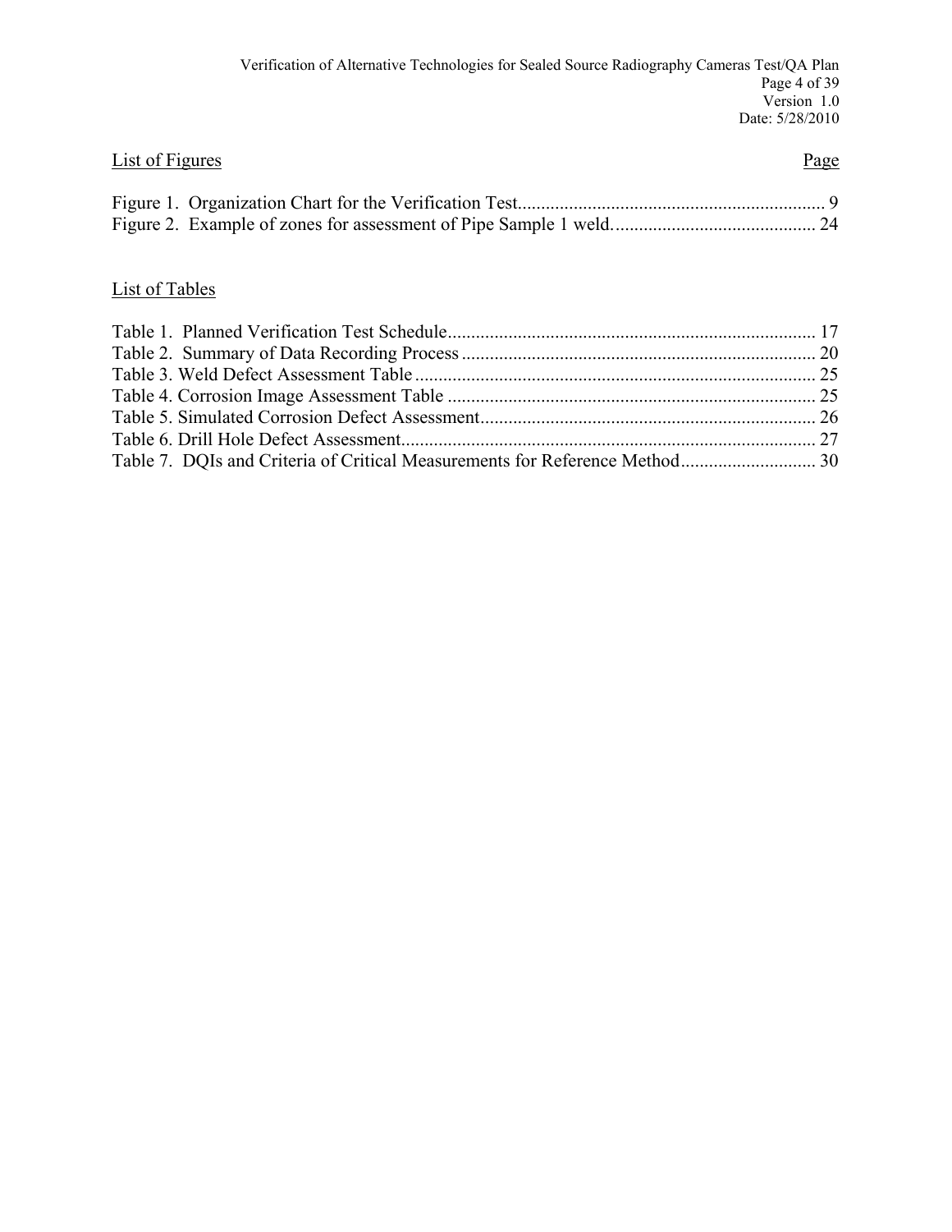## List of Figures

| | Page |
|---|---|
| Figure 1. Organization Chart for the Verification Test | 9 |
| Figure 2. Example of zones for assessment of Pipe Sample 1 weld. | 24 |

## List of Tables

| | |
|---|---|
| Table 1. Planned Verification Test Schedule | 17 |
| Table 2. Summary of Data Recording Process | 20 |
| Table 3. Weld Defect Assessment Table | 25 |
| Table 4. Corrosion Image Assessment Table | 25 |
| Table 5. Simulated Corrosion Defect Assessment | 26 |
| Table 6. Drill Hole Defect Assessment | 27 |
| Table 7. DQIs and Criteria of Critical Measurements for Reference Method | 30 |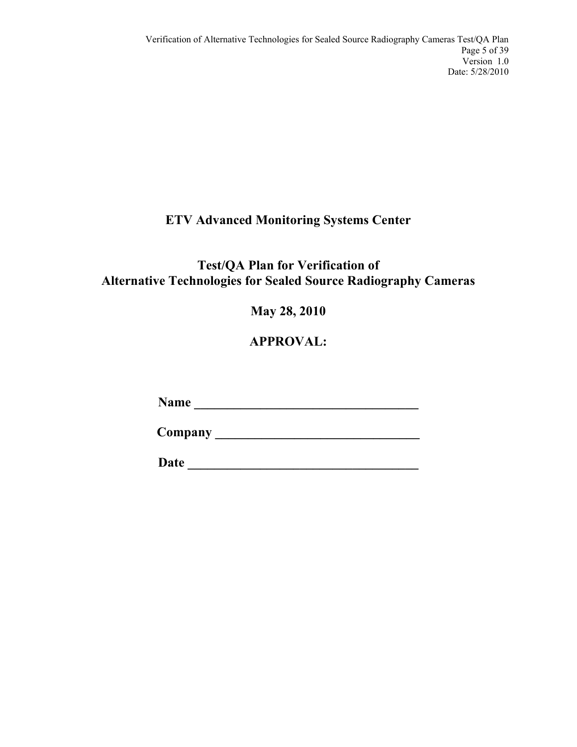# ETV Advanced Monitoring Systems Center

## Test/QA Plan for Verification of Alternative Technologies for Sealed Source Radiography Cameras

**May 28, 2010**

**APPROVAL:**

**Name** ___________________________________

**Company** _______________________________

**Date** ____________________________________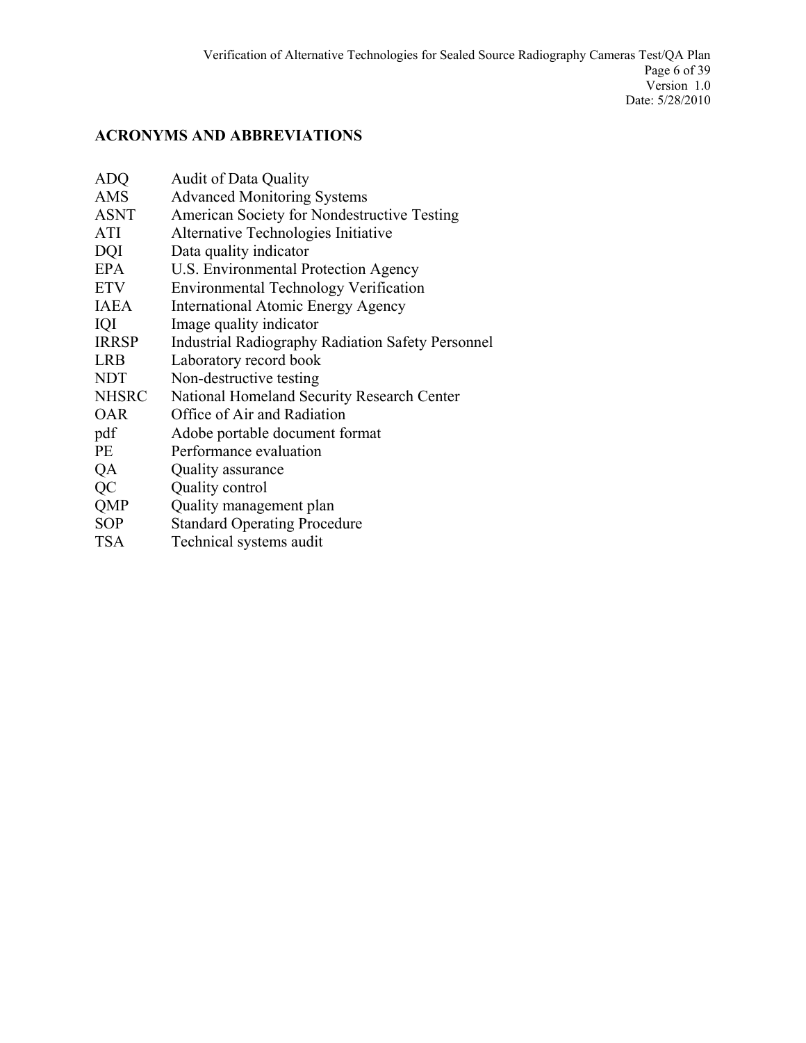## ACRONYMS AND ABBREVIATIONS

| | |
|---|---|
| ADQ | Audit of Data Quality |
| AMS | Advanced Monitoring Systems |
| ASNT | American Society for Nondestructive Testing |
| ATI | Alternative Technologies Initiative |
| DQI | Data quality indicator |
| EPA | U.S. Environmental Protection Agency |
| ETV | Environmental Technology Verification |
| IAEA | International Atomic Energy Agency |
| IQI | Image quality indicator |
| IRRSP | Industrial Radiography Radiation Safety Personnel |
| LRB | Laboratory record book |
| NDT | Non-destructive testing |
| NHSRC | National Homeland Security Research Center |
| OAR | Office of Air and Radiation |
| pdf | Adobe portable document format |
| PE | Performance evaluation |
| QA | Quality assurance |
| QC | Quality control |
| QMP | Quality management plan |
| SOP | Standard Operating Procedure |
| TSA | Technical systems audit |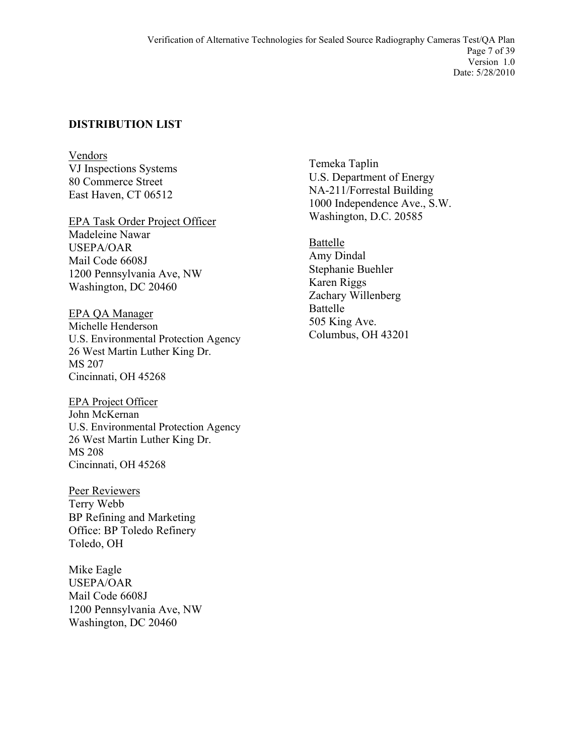**DISTRIBUTION LIST**

Vendors
VJ Inspections Systems
80 Commerce Street
East Haven, CT 06512

EPA Task Order Project Officer
Madeleine Nawar
USEPA/OAR
Mail Code 6608J
1200 Pennsylvania Ave, NW
Washington, DC 20460

EPA QA Manager
Michelle Henderson
U.S. Environmental Protection Agency
26 West Martin Luther King Dr.
MS 207
Cincinnati, OH 45268

EPA Project Officer
John McKernan
U.S. Environmental Protection Agency
26 West Martin Luther King Dr.
MS 208
Cincinnati, OH 45268

Peer Reviewers
Terry Webb
BP Refining and Marketing
Office: BP Toledo Refinery
Toledo, OH

Mike Eagle
USEPA/OAR
Mail Code 6608J
1200 Pennsylvania Ave, NW
Washington, DC 20460

Temeka Taplin
U.S. Department of Energy
NA-211/Forrestal Building
1000 Independence Ave., S.W.
Washington, D.C. 20585

Battelle
Amy Dindal
Stephanie Buehler
Karen Riggs
Zachary Willenberg
Battelle
505 King Ave.
Columbus, OH 43201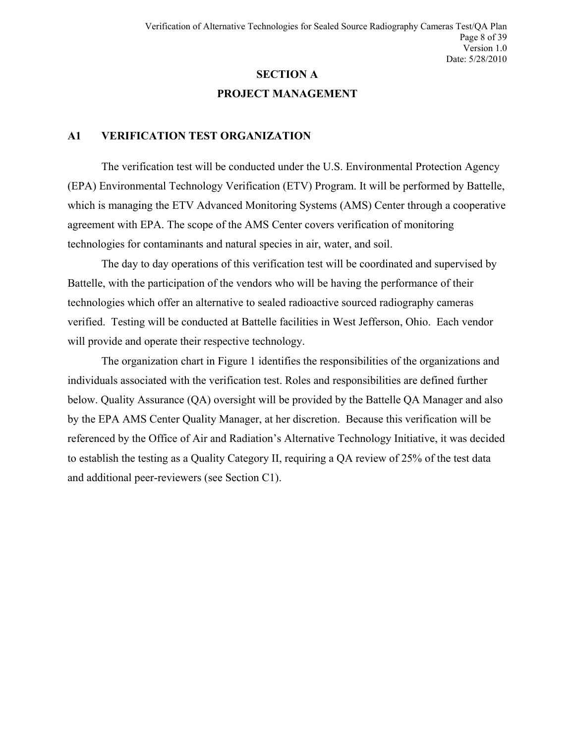# SECTION A

# PROJECT MANAGEMENT

## A1 VERIFICATION TEST ORGANIZATION

The verification test will be conducted under the U.S. Environmental Protection Agency (EPA) Environmental Technology Verification (ETV) Program. It will be performed by Battelle, which is managing the ETV Advanced Monitoring Systems (AMS) Center through a cooperative agreement with EPA. The scope of the AMS Center covers verification of monitoring technologies for contaminants and natural species in air, water, and soil.

The day to day operations of this verification test will be coordinated and supervised by Battelle, with the participation of the vendors who will be having the performance of their technologies which offer an alternative to sealed radioactive sourced radiography cameras verified. Testing will be conducted at Battelle facilities in West Jefferson, Ohio. Each vendor will provide and operate their respective technology.

The organization chart in Figure 1 identifies the responsibilities of the organizations and individuals associated with the verification test. Roles and responsibilities are defined further below. Quality Assurance (QA) oversight will be provided by the Battelle QA Manager and also by the EPA AMS Center Quality Manager, at her discretion. Because this verification will be referenced by the Office of Air and Radiation's Alternative Technology Initiative, it was decided to establish the testing as a Quality Category II, requiring a QA review of 25% of the test data and additional peer-reviewers (see Section C1).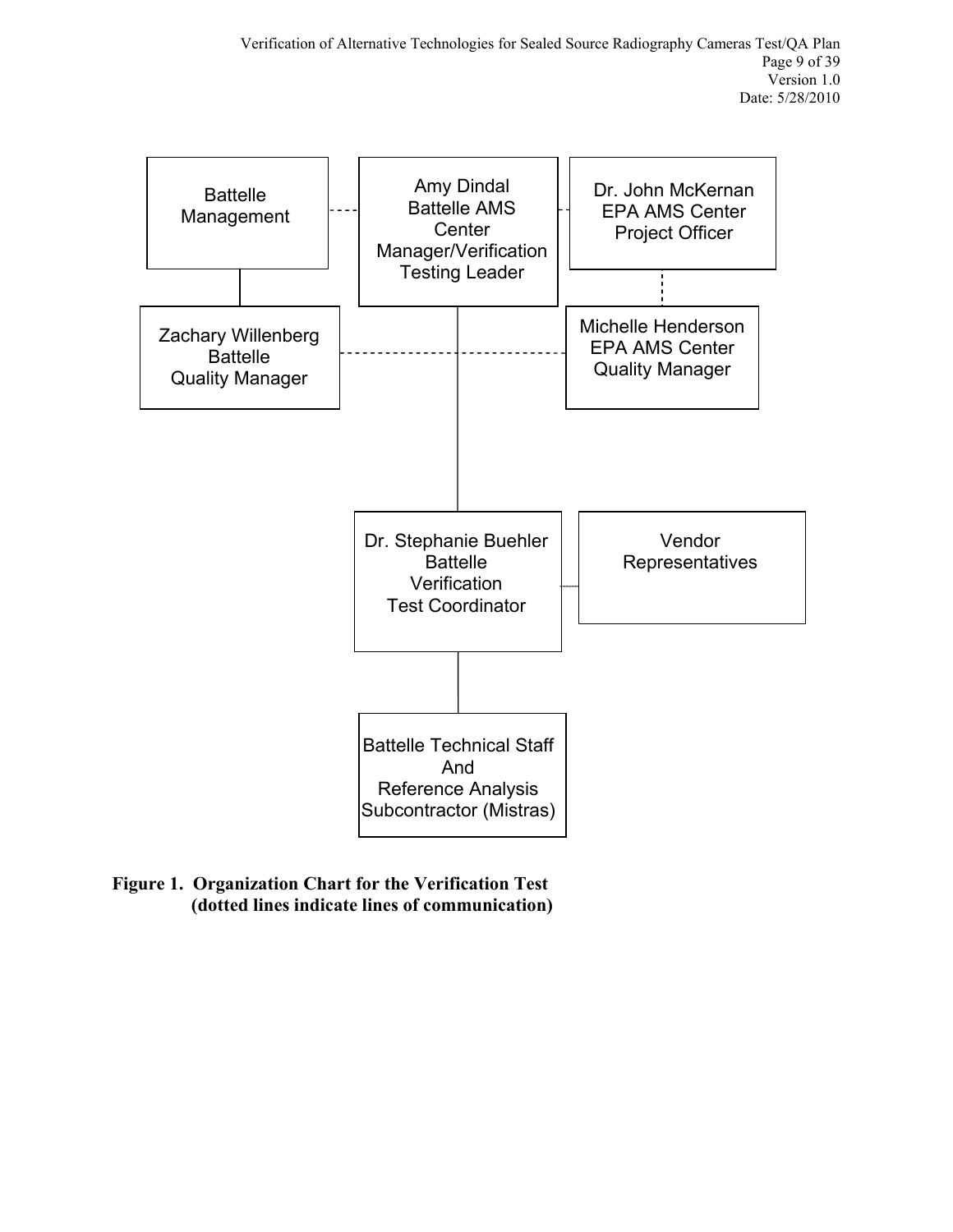Battelle Management

Amy Dindal
Battelle AMS Center Manager/Verification Testing Leader

Dr. John McKernan
EPA AMS Center Project Officer

Zachary Willenberg
Battelle Quality Manager

Michelle Henderson
EPA AMS Center Quality Manager

Dr. Stephanie Buehler
Battelle Verification Test Coordinator

Vendor Representatives

Battelle Technical Staff And Reference Analysis Subcontractor (Mistras)

**Figure 1. Organization Chart for the Verification Test (dotted lines indicate lines of communication)**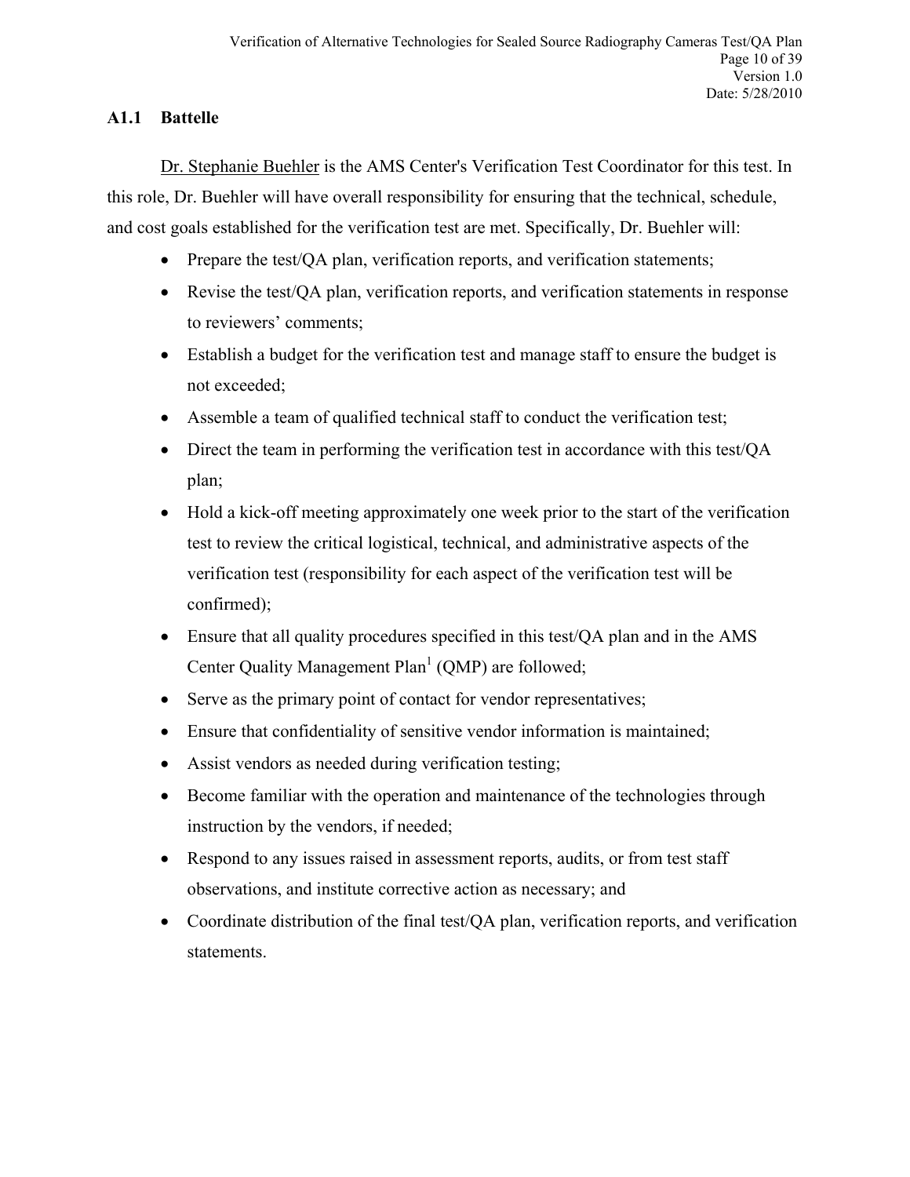### A1.1 Battelle

Dr. Stephanie Buehler is the AMS Center's Verification Test Coordinator for this test. In this role, Dr. Buehler will have overall responsibility for ensuring that the technical, schedule, and cost goals established for the verification test are met. Specifically, Dr. Buehler will:

- Prepare the test/QA plan, verification reports, and verification statements;
- Revise the test/QA plan, verification reports, and verification statements in response to reviewers' comments;
- Establish a budget for the verification test and manage staff to ensure the budget is not exceeded;
- Assemble a team of qualified technical staff to conduct the verification test;
- Direct the team in performing the verification test in accordance with this test/QA plan;
- Hold a kick-off meeting approximately one week prior to the start of the verification test to review the critical logistical, technical, and administrative aspects of the verification test (responsibility for each aspect of the verification test will be confirmed);
- Ensure that all quality procedures specified in this test/QA plan and in the AMS Center Quality Management Plan[1] (QMP) are followed;
- Serve as the primary point of contact for vendor representatives;
- Ensure that confidentiality of sensitive vendor information is maintained;
- Assist vendors as needed during verification testing;
- Become familiar with the operation and maintenance of the technologies through instruction by the vendors, if needed;
- Respond to any issues raised in assessment reports, audits, or from test staff observations, and institute corrective action as necessary; and
- Coordinate distribution of the final test/QA plan, verification reports, and verification statements.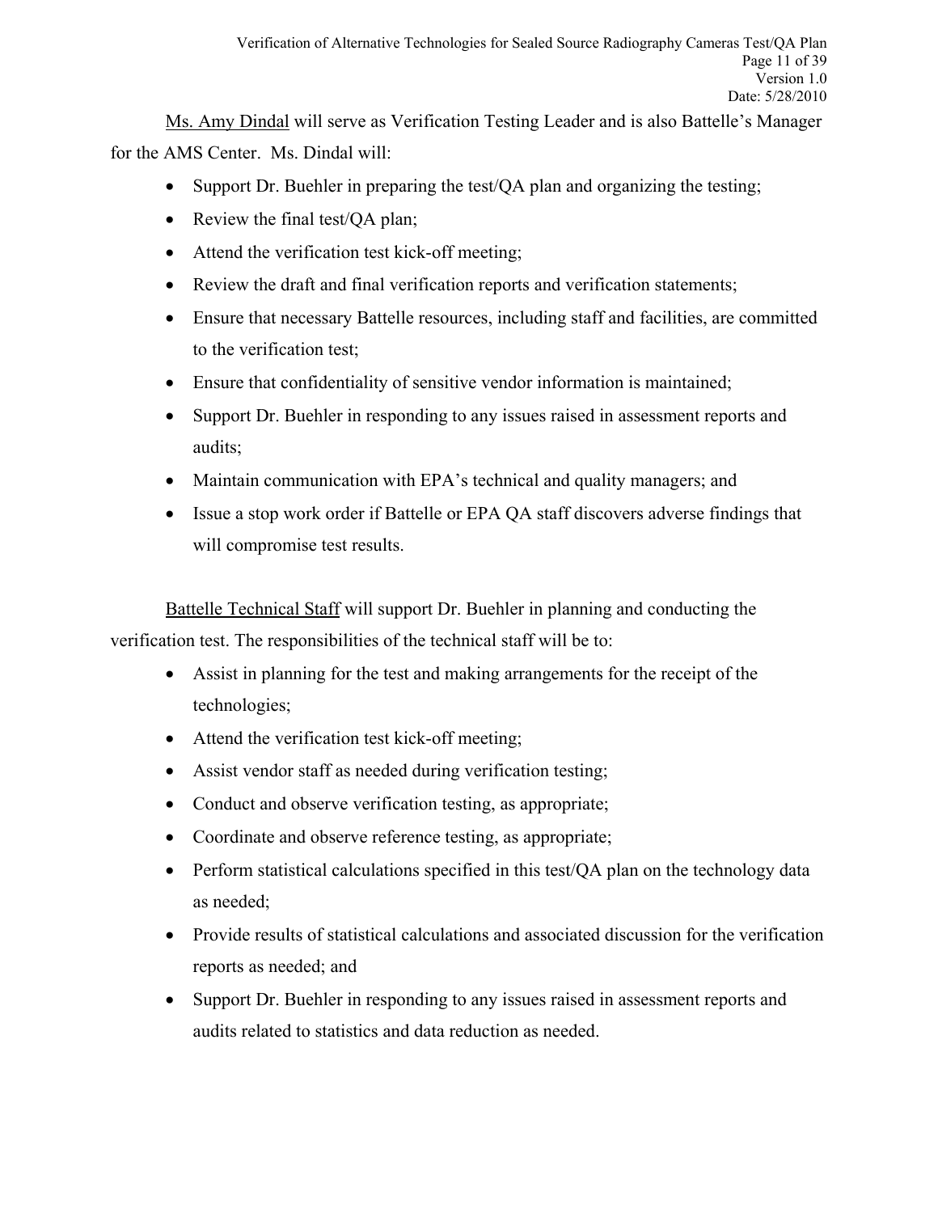Ms. Amy Dindal will serve as Verification Testing Leader and is also Battelle's Manager for the AMS Center. Ms. Dindal will:

- Support Dr. Buehler in preparing the test/QA plan and organizing the testing;
- Review the final test/QA plan;
- Attend the verification test kick-off meeting;
- Review the draft and final verification reports and verification statements;
- Ensure that necessary Battelle resources, including staff and facilities, are committed to the verification test;
- Ensure that confidentiality of sensitive vendor information is maintained;
- Support Dr. Buehler in responding to any issues raised in assessment reports and audits;
- Maintain communication with EPA's technical and quality managers; and
- Issue a stop work order if Battelle or EPA QA staff discovers adverse findings that will compromise test results.

Battelle Technical Staff will support Dr. Buehler in planning and conducting the verification test. The responsibilities of the technical staff will be to:

- Assist in planning for the test and making arrangements for the receipt of the technologies;
- Attend the verification test kick-off meeting;
- Assist vendor staff as needed during verification testing;
- Conduct and observe verification testing, as appropriate;
- Coordinate and observe reference testing, as appropriate;
- Perform statistical calculations specified in this test/QA plan on the technology data as needed;
- Provide results of statistical calculations and associated discussion for the verification reports as needed; and
- Support Dr. Buehler in responding to any issues raised in assessment reports and audits related to statistics and data reduction as needed.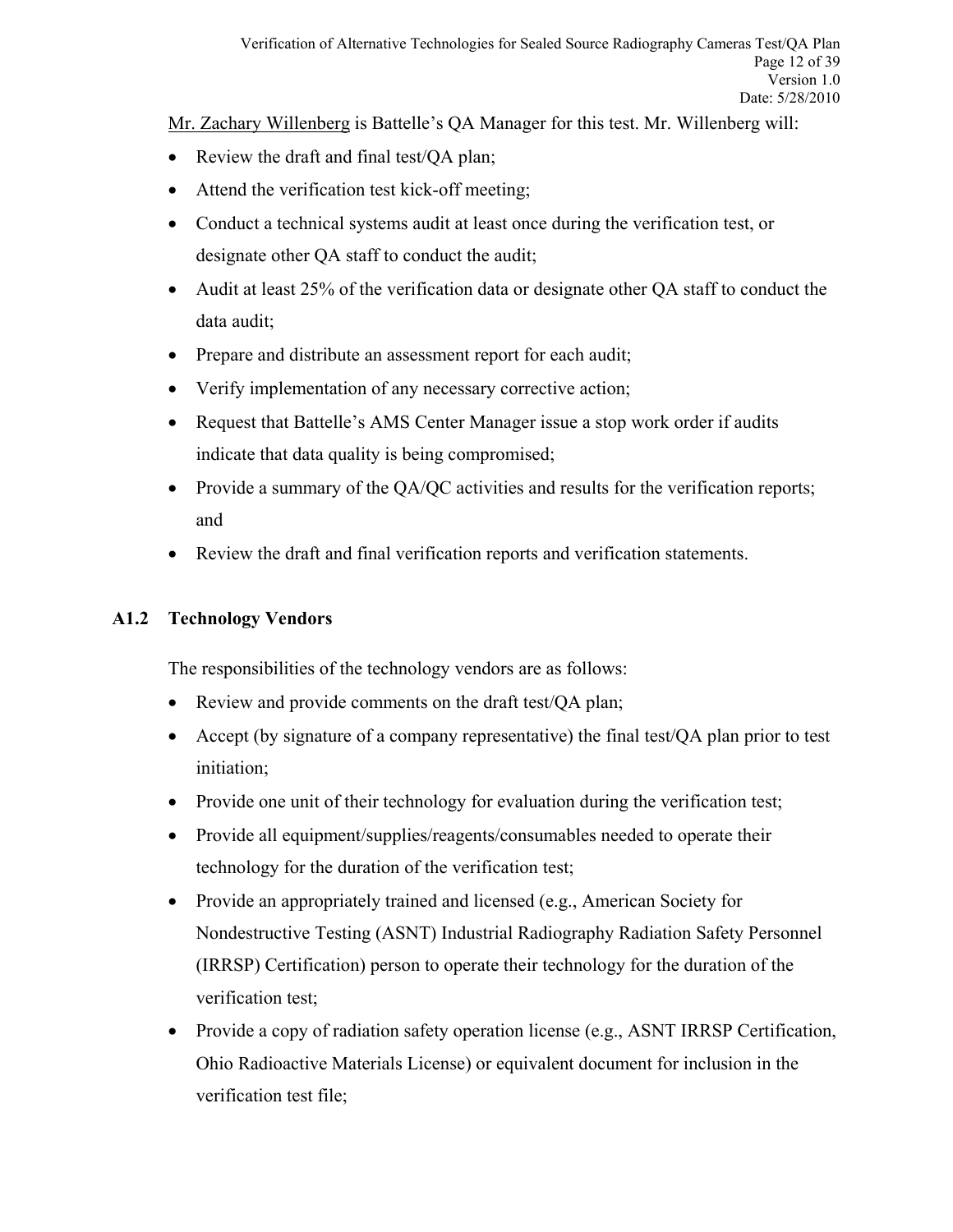Mr. Zachary Willenberg is Battelle's QA Manager for this test. Mr. Willenberg will:

- Review the draft and final test/QA plan;
- Attend the verification test kick-off meeting;
- Conduct a technical systems audit at least once during the verification test, or designate other QA staff to conduct the audit;
- Audit at least 25% of the verification data or designate other QA staff to conduct the data audit;
- Prepare and distribute an assessment report for each audit;
- Verify implementation of any necessary corrective action;
- Request that Battelle's AMS Center Manager issue a stop work order if audits indicate that data quality is being compromised;
- Provide a summary of the QA/QC activities and results for the verification reports; and
- Review the draft and final verification reports and verification statements.

### A1.2 Technology Vendors

The responsibilities of the technology vendors are as follows:

- Review and provide comments on the draft test/QA plan;
- Accept (by signature of a company representative) the final test/QA plan prior to test initiation;
- Provide one unit of their technology for evaluation during the verification test;
- Provide all equipment/supplies/reagents/consumables needed to operate their technology for the duration of the verification test;
- Provide an appropriately trained and licensed (e.g., American Society for Nondestructive Testing (ASNT) Industrial Radiography Radiation Safety Personnel (IRRSP) Certification) person to operate their technology for the duration of the verification test;
- Provide a copy of radiation safety operation license (e.g., ASNT IRRSP Certification, Ohio Radioactive Materials License) or equivalent document for inclusion in the verification test file;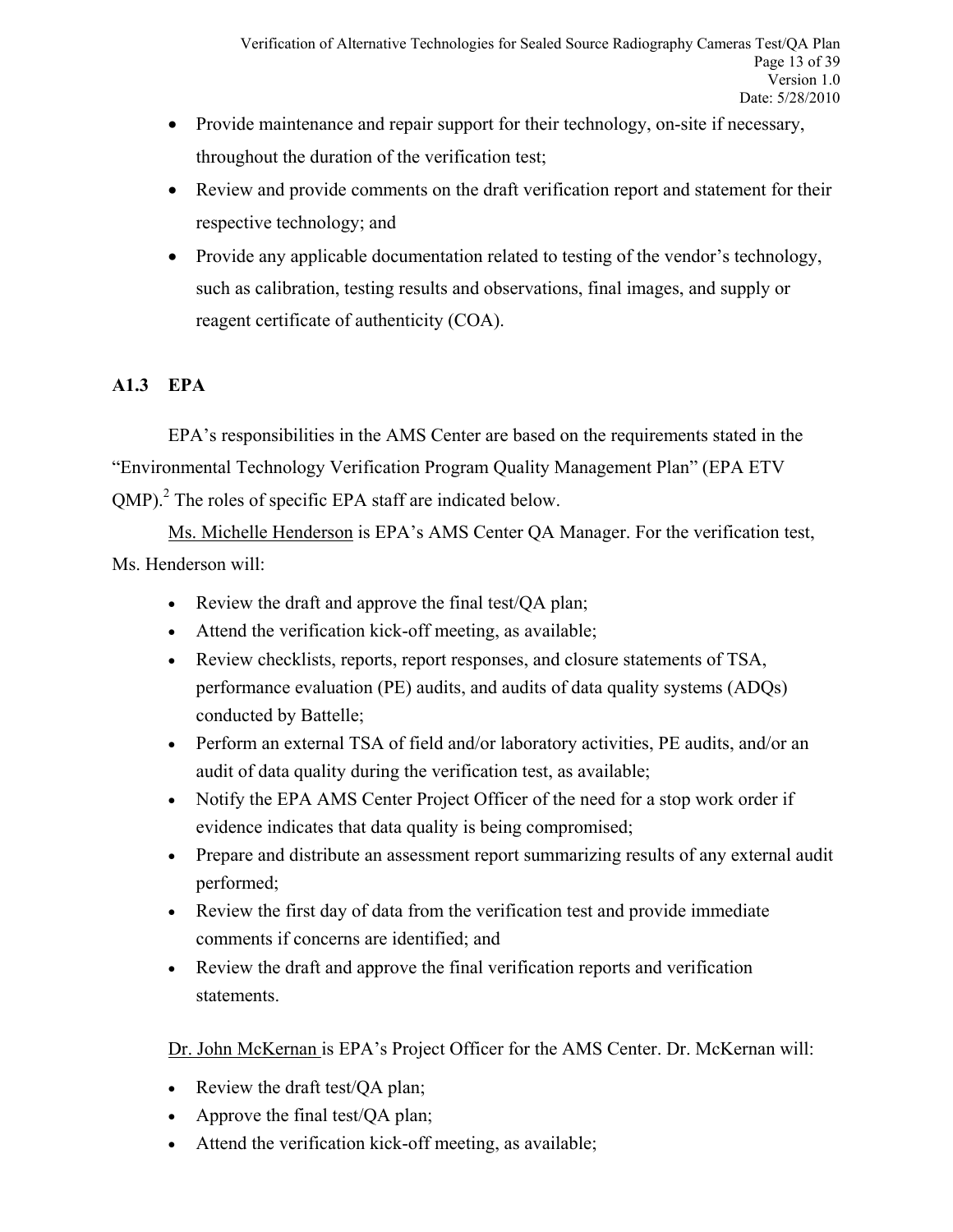- Provide maintenance and repair support for their technology, on-site if necessary, throughout the duration of the verification test;
- Review and provide comments on the draft verification report and statement for their respective technology; and
- Provide any applicable documentation related to testing of the vendor's technology, such as calibration, testing results and observations, final images, and supply or reagent certificate of authenticity (COA).

### A1.3 EPA

EPA's responsibilities in the AMS Center are based on the requirements stated in the "Environmental Technology Verification Program Quality Management Plan" (EPA ETV QMP).[2] The roles of specific EPA staff are indicated below.

Ms. Michelle Henderson is EPA's AMS Center QA Manager. For the verification test, Ms. Henderson will:

- Review the draft and approve the final test/QA plan;
- Attend the verification kick-off meeting, as available;
- Review checklists, reports, report responses, and closure statements of TSA, performance evaluation (PE) audits, and audits of data quality systems (ADQs) conducted by Battelle;
- Perform an external TSA of field and/or laboratory activities, PE audits, and/or an audit of data quality during the verification test, as available;
- Notify the EPA AMS Center Project Officer of the need for a stop work order if evidence indicates that data quality is being compromised;
- Prepare and distribute an assessment report summarizing results of any external audit performed;
- Review the first day of data from the verification test and provide immediate comments if concerns are identified; and
- Review the draft and approve the final verification reports and verification statements.

Dr. John McKernan is EPA's Project Officer for the AMS Center. Dr. McKernan will:

- Review the draft test/QA plan;
- Approve the final test/QA plan;
- Attend the verification kick-off meeting, as available;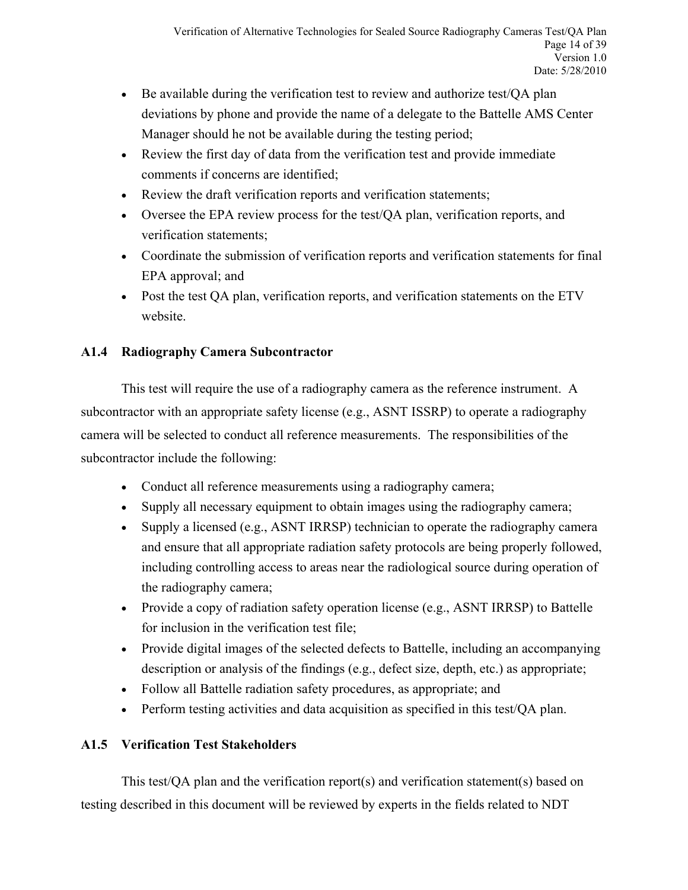- Be available during the verification test to review and authorize test/QA plan deviations by phone and provide the name of a delegate to the Battelle AMS Center Manager should he not be available during the testing period;
- Review the first day of data from the verification test and provide immediate comments if concerns are identified;
- Review the draft verification reports and verification statements;
- Oversee the EPA review process for the test/QA plan, verification reports, and verification statements;
- Coordinate the submission of verification reports and verification statements for final EPA approval; and
- Post the test QA plan, verification reports, and verification statements on the ETV website.

### A1.4 Radiography Camera Subcontractor

This test will require the use of a radiography camera as the reference instrument. A subcontractor with an appropriate safety license (e.g., ASNT ISSRP) to operate a radiography camera will be selected to conduct all reference measurements. The responsibilities of the subcontractor include the following:

- Conduct all reference measurements using a radiography camera;
- Supply all necessary equipment to obtain images using the radiography camera;
- Supply a licensed (e.g., ASNT IRRSP) technician to operate the radiography camera and ensure that all appropriate radiation safety protocols are being properly followed, including controlling access to areas near the radiological source during operation of the radiography camera;
- Provide a copy of radiation safety operation license (e.g., ASNT IRRSP) to Battelle for inclusion in the verification test file;
- Provide digital images of the selected defects to Battelle, including an accompanying description or analysis of the findings (e.g., defect size, depth, etc.) as appropriate;
- Follow all Battelle radiation safety procedures, as appropriate; and
- Perform testing activities and data acquisition as specified in this test/QA plan.

### A1.5 Verification Test Stakeholders

This test/QA plan and the verification report(s) and verification statement(s) based on testing described in this document will be reviewed by experts in the fields related to NDT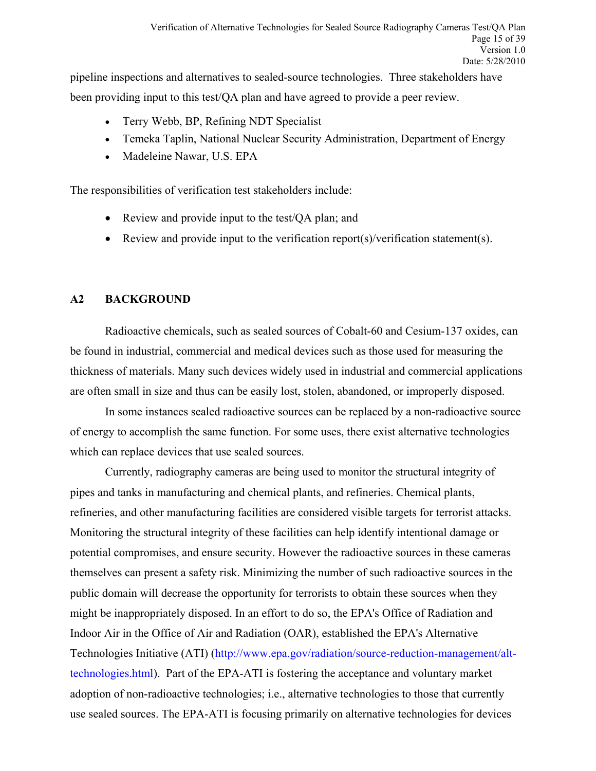pipeline inspections and alternatives to sealed-source technologies. Three stakeholders have been providing input to this test/QA plan and have agreed to provide a peer review.

- Terry Webb, BP, Refining NDT Specialist
- Temeka Taplin, National Nuclear Security Administration, Department of Energy
- Madeleine Nawar, U.S. EPA

The responsibilities of verification test stakeholders include:

- Review and provide input to the test/QA plan; and
- Review and provide input to the verification report(s)/verification statement(s).

## A2 BACKGROUND

Radioactive chemicals, such as sealed sources of Cobalt-60 and Cesium-137 oxides, can be found in industrial, commercial and medical devices such as those used for measuring the thickness of materials. Many such devices widely used in industrial and commercial applications are often small in size and thus can be easily lost, stolen, abandoned, or improperly disposed.

In some instances sealed radioactive sources can be replaced by a non-radioactive source of energy to accomplish the same function. For some uses, there exist alternative technologies which can replace devices that use sealed sources.

Currently, radiography cameras are being used to monitor the structural integrity of pipes and tanks in manufacturing and chemical plants, and refineries. Chemical plants, refineries, and other manufacturing facilities are considered visible targets for terrorist attacks. Monitoring the structural integrity of these facilities can help identify intentional damage or potential compromises, and ensure security. However the radioactive sources in these cameras themselves can present a safety risk. Minimizing the number of such radioactive sources in the public domain will decrease the opportunity for terrorists to obtain these sources when they might be inappropriately disposed. In an effort to do so, the EPA's Office of Radiation and Indoor Air in the Office of Air and Radiation (OAR), established the EPA's Alternative Technologies Initiative (ATI) (http://www.epa.gov/radiation/source-reduction-management/alt-technologies.html). Part of the EPA-ATI is fostering the acceptance and voluntary market adoption of non-radioactive technologies; i.e., alternative technologies to those that currently use sealed sources. The EPA-ATI is focusing primarily on alternative technologies for devices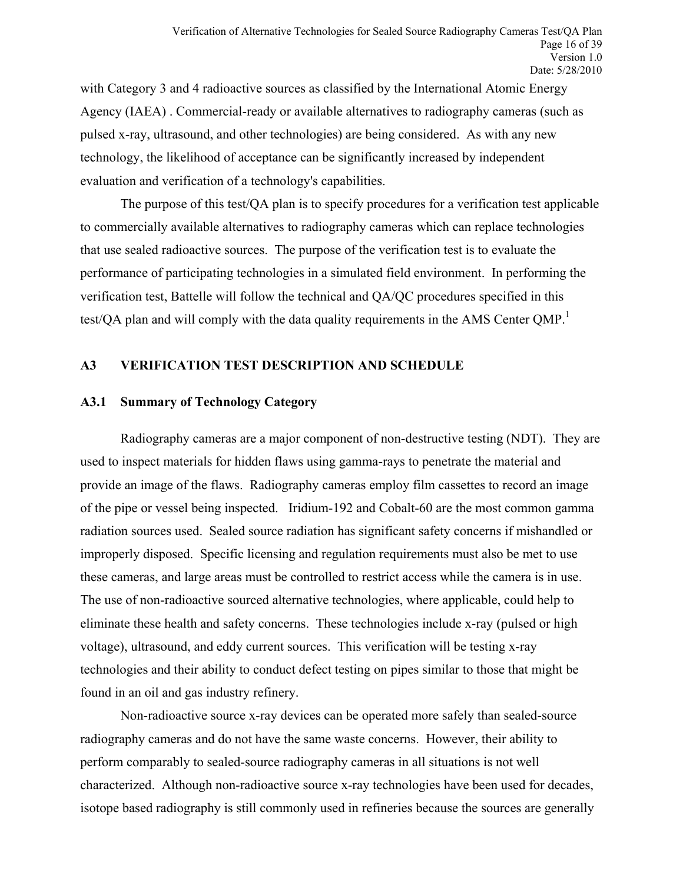with Category 3 and 4 radioactive sources as classified by the International Atomic Energy Agency (IAEA) . Commercial-ready or available alternatives to radiography cameras (such as pulsed x-ray, ultrasound, and other technologies) are being considered. As with any new technology, the likelihood of acceptance can be significantly increased by independent evaluation and verification of a technology's capabilities.

The purpose of this test/QA plan is to specify procedures for a verification test applicable to commercially available alternatives to radiography cameras which can replace technologies that use sealed radioactive sources. The purpose of the verification test is to evaluate the performance of participating technologies in a simulated field environment. In performing the verification test, Battelle will follow the technical and QA/QC procedures specified in this test/QA plan and will comply with the data quality requirements in the AMS Center QMP.[1]

## A3 VERIFICATION TEST DESCRIPTION AND SCHEDULE

### A3.1 Summary of Technology Category

Radiography cameras are a major component of non-destructive testing (NDT). They are used to inspect materials for hidden flaws using gamma-rays to penetrate the material and provide an image of the flaws. Radiography cameras employ film cassettes to record an image of the pipe or vessel being inspected. Iridium-192 and Cobalt-60 are the most common gamma radiation sources used. Sealed source radiation has significant safety concerns if mishandled or improperly disposed. Specific licensing and regulation requirements must also be met to use these cameras, and large areas must be controlled to restrict access while the camera is in use. The use of non-radioactive sourced alternative technologies, where applicable, could help to eliminate these health and safety concerns. These technologies include x-ray (pulsed or high voltage), ultrasound, and eddy current sources. This verification will be testing x-ray technologies and their ability to conduct defect testing on pipes similar to those that might be found in an oil and gas industry refinery.

Non-radioactive source x-ray devices can be operated more safely than sealed-source radiography cameras and do not have the same waste concerns. However, their ability to perform comparably to sealed-source radiography cameras in all situations is not well characterized. Although non-radioactive source x-ray technologies have been used for decades, isotope based radiography is still commonly used in refineries because the sources are generally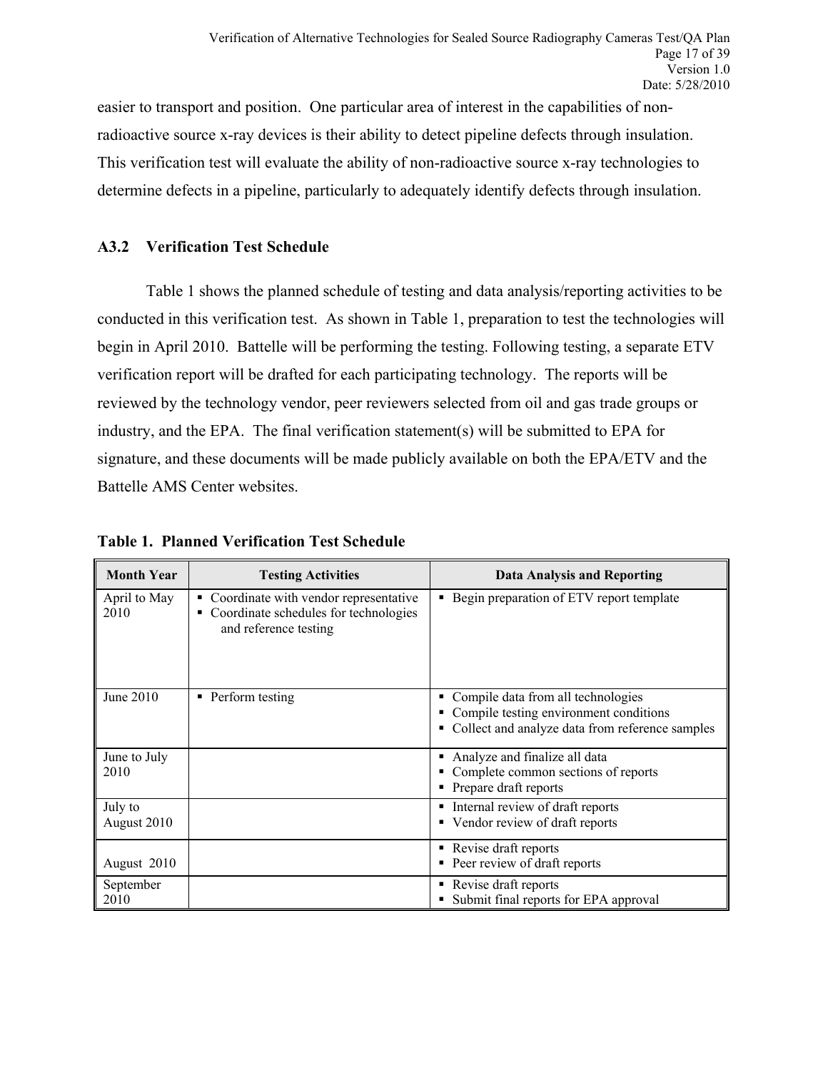easier to transport and position. One particular area of interest in the capabilities of non-radioactive source x-ray devices is their ability to detect pipeline defects through insulation. This verification test will evaluate the ability of non-radioactive source x-ray technologies to determine defects in a pipeline, particularly to adequately identify defects through insulation.

### A3.2 Verification Test Schedule

Table 1 shows the planned schedule of testing and data analysis/reporting activities to be conducted in this verification test. As shown in Table 1, preparation to test the technologies will begin in April 2010. Battelle will be performing the testing. Following testing, a separate ETV verification report will be drafted for each participating technology. The reports will be reviewed by the technology vendor, peer reviewers selected from oil and gas trade groups or industry, and the EPA. The final verification statement(s) will be submitted to EPA for signature, and these documents will be made publicly available on both the EPA/ETV and the Battelle AMS Center websites.

**Table 1. Planned Verification Test Schedule**

| Month Year | Testing Activities | Data Analysis and Reporting |
|---|---|---|
| April to May 2010 | ▪ Coordinate with vendor representative<br>▪ Coordinate schedules for technologies and reference testing | ▪ Begin preparation of ETV report template |
| June 2010 | ▪ Perform testing | ▪ Compile data from all technologies<br>▪ Compile testing environment conditions<br>▪ Collect and analyze data from reference samples |
| June to July 2010 | | ▪ Analyze and finalize all data<br>▪ Complete common sections of reports<br>▪ Prepare draft reports |
| July to August 2010 | | ▪ Internal review of draft reports<br>▪ Vendor review of draft reports |
| August 2010 | | ▪ Revise draft reports<br>▪ Peer review of draft reports |
| September 2010 | | ▪ Revise draft reports<br>▪ Submit final reports for EPA approval |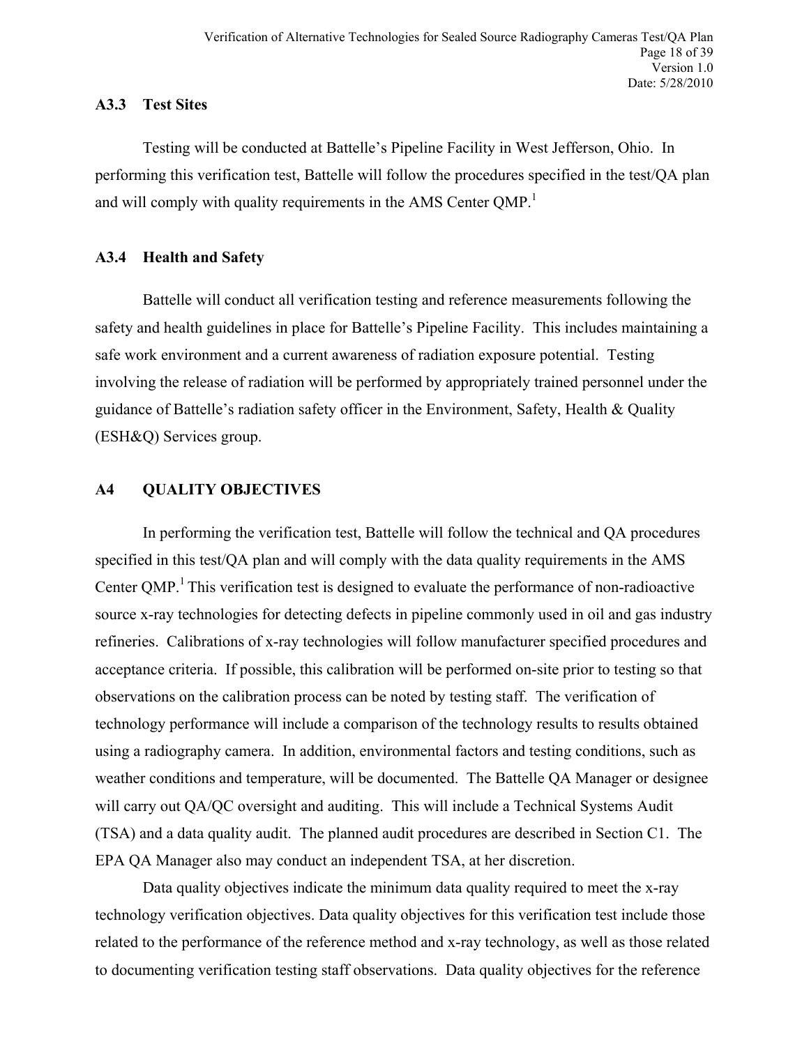### A3.3 Test Sites

Testing will be conducted at Battelle's Pipeline Facility in West Jefferson, Ohio. In performing this verification test, Battelle will follow the procedures specified in the test/QA plan and will comply with quality requirements in the AMS Center QMP.[1]

### A3.4 Health and Safety

Battelle will conduct all verification testing and reference measurements following the safety and health guidelines in place for Battelle's Pipeline Facility. This includes maintaining a safe work environment and a current awareness of radiation exposure potential. Testing involving the release of radiation will be performed by appropriately trained personnel under the guidance of Battelle's radiation safety officer in the Environment, Safety, Health & Quality (ESH&Q) Services group.

## A4 QUALITY OBJECTIVES

In performing the verification test, Battelle will follow the technical and QA procedures specified in this test/QA plan and will comply with the data quality requirements in the AMS Center QMP.[1] This verification test is designed to evaluate the performance of non-radioactive source x-ray technologies for detecting defects in pipeline commonly used in oil and gas industry refineries. Calibrations of x-ray technologies will follow manufacturer specified procedures and acceptance criteria. If possible, this calibration will be performed on-site prior to testing so that observations on the calibration process can be noted by testing staff. The verification of technology performance will include a comparison of the technology results to results obtained using a radiography camera. In addition, environmental factors and testing conditions, such as weather conditions and temperature, will be documented. The Battelle QA Manager or designee will carry out QA/QC oversight and auditing. This will include a Technical Systems Audit (TSA) and a data quality audit. The planned audit procedures are described in Section C1. The EPA QA Manager also may conduct an independent TSA, at her discretion.

Data quality objectives indicate the minimum data quality required to meet the x-ray technology verification objectives. Data quality objectives for this verification test include those related to the performance of the reference method and x-ray technology, as well as those related to documenting verification testing staff observations. Data quality objectives for the reference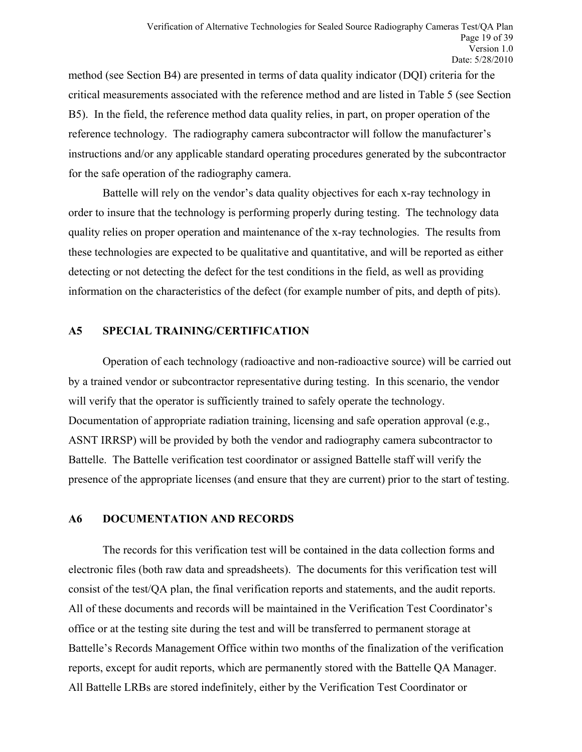method (see Section B4) are presented in terms of data quality indicator (DQI) criteria for the critical measurements associated with the reference method and are listed in Table 5 (see Section B5). In the field, the reference method data quality relies, in part, on proper operation of the reference technology. The radiography camera subcontractor will follow the manufacturer's instructions and/or any applicable standard operating procedures generated by the subcontractor for the safe operation of the radiography camera.

Battelle will rely on the vendor's data quality objectives for each x-ray technology in order to insure that the technology is performing properly during testing. The technology data quality relies on proper operation and maintenance of the x-ray technologies. The results from these technologies are expected to be qualitative and quantitative, and will be reported as either detecting or not detecting the defect for the test conditions in the field, as well as providing information on the characteristics of the defect (for example number of pits, and depth of pits).

## A5 SPECIAL TRAINING/CERTIFICATION

Operation of each technology (radioactive and non-radioactive source) will be carried out by a trained vendor or subcontractor representative during testing. In this scenario, the vendor will verify that the operator is sufficiently trained to safely operate the technology. Documentation of appropriate radiation training, licensing and safe operation approval (e.g., ASNT IRRSP) will be provided by both the vendor and radiography camera subcontractor to Battelle. The Battelle verification test coordinator or assigned Battelle staff will verify the presence of the appropriate licenses (and ensure that they are current) prior to the start of testing.

## A6 DOCUMENTATION AND RECORDS

The records for this verification test will be contained in the data collection forms and electronic files (both raw data and spreadsheets). The documents for this verification test will consist of the test/QA plan, the final verification reports and statements, and the audit reports. All of these documents and records will be maintained in the Verification Test Coordinator's office or at the testing site during the test and will be transferred to permanent storage at Battelle's Records Management Office within two months of the finalization of the verification reports, except for audit reports, which are permanently stored with the Battelle QA Manager. All Battelle LRBs are stored indefinitely, either by the Verification Test Coordinator or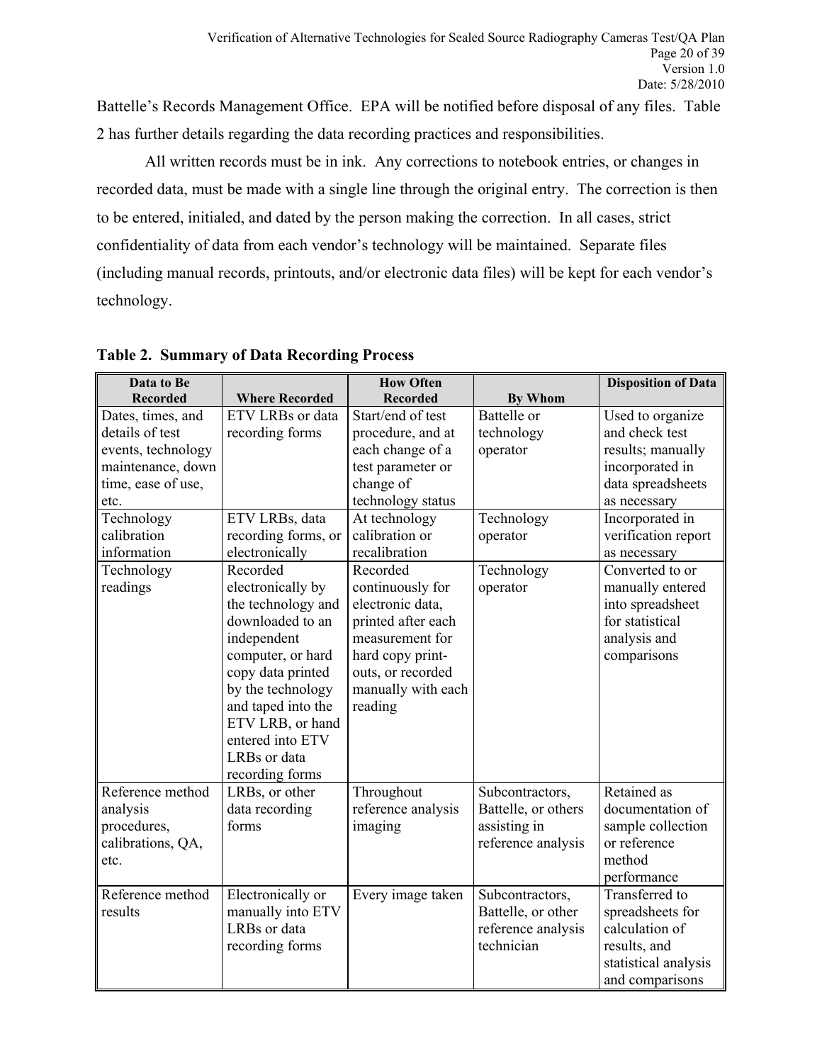Battelle's Records Management Office. EPA will be notified before disposal of any files. Table 2 has further details regarding the data recording practices and responsibilities.

All written records must be in ink. Any corrections to notebook entries, or changes in recorded data, must be made with a single line through the original entry. The correction is then to be entered, initialed, and dated by the person making the correction. In all cases, strict confidentiality of data from each vendor's technology will be maintained. Separate files (including manual records, printouts, and/or electronic data files) will be kept for each vendor's technology.

**Table 2. Summary of Data Recording Process**

| Data to Be Recorded | Where Recorded | How Often Recorded | By Whom | Disposition of Data |
|---|---|---|---|---|
| Dates, times, and details of test events, technology maintenance, down time, ease of use, etc. | ETV LRBs or data recording forms | Start/end of test procedure, and at each change of a test parameter or change of technology status | Battelle or technology operator | Used to organize and check test results; manually incorporated in data spreadsheets as necessary |
| Technology calibration information | ETV LRBs, data recording forms, or electronically | At technology calibration or recalibration | Technology operator | Incorporated in verification report as necessary |
| Technology readings | Recorded electronically by the technology and downloaded to an independent computer, or hard copy data printed by the technology and taped into the ETV LRB, or hand entered into ETV LRBs or data recording forms | Recorded continuously for electronic data, printed after each measurement for hard copy print-outs, or recorded manually with each reading | Technology operator | Converted to or manually entered into spreadsheet for statistical analysis and comparisons |
| Reference method analysis procedures, calibrations, QA, etc. | LRBs, or other data recording forms | Throughout reference analysis imaging | Subcontractors, Battelle, or others assisting in reference analysis | Retained as documentation of sample collection or reference method performance |
| Reference method results | Electronically or manually into ETV LRBs or data recording forms | Every image taken | Subcontractors, Battelle, or other reference analysis technician | Transferred to spreadsheets for calculation of results, and statistical analysis and comparisons |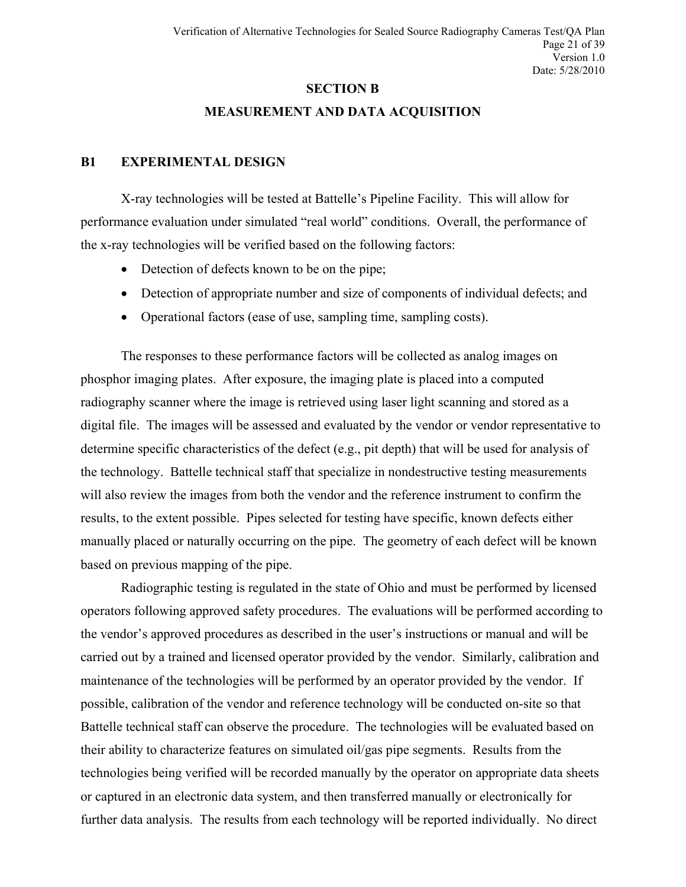# SECTION B

# MEASUREMENT AND DATA ACQUISITION

## B1 EXPERIMENTAL DESIGN

X-ray technologies will be tested at Battelle's Pipeline Facility. This will allow for performance evaluation under simulated "real world" conditions. Overall, the performance of the x-ray technologies will be verified based on the following factors:

- Detection of defects known to be on the pipe;
- Detection of appropriate number and size of components of individual defects; and
- Operational factors (ease of use, sampling time, sampling costs).

The responses to these performance factors will be collected as analog images on phosphor imaging plates. After exposure, the imaging plate is placed into a computed radiography scanner where the image is retrieved using laser light scanning and stored as a digital file. The images will be assessed and evaluated by the vendor or vendor representative to determine specific characteristics of the defect (e.g., pit depth) that will be used for analysis of the technology. Battelle technical staff that specialize in nondestructive testing measurements will also review the images from both the vendor and the reference instrument to confirm the results, to the extent possible. Pipes selected for testing have specific, known defects either manually placed or naturally occurring on the pipe. The geometry of each defect will be known based on previous mapping of the pipe.

Radiographic testing is regulated in the state of Ohio and must be performed by licensed operators following approved safety procedures. The evaluations will be performed according to the vendor's approved procedures as described in the user's instructions or manual and will be carried out by a trained and licensed operator provided by the vendor. Similarly, calibration and maintenance of the technologies will be performed by an operator provided by the vendor. If possible, calibration of the vendor and reference technology will be conducted on-site so that Battelle technical staff can observe the procedure. The technologies will be evaluated based on their ability to characterize features on simulated oil/gas pipe segments. Results from the technologies being verified will be recorded manually by the operator on appropriate data sheets or captured in an electronic data system, and then transferred manually or electronically for further data analysis. The results from each technology will be reported individually. No direct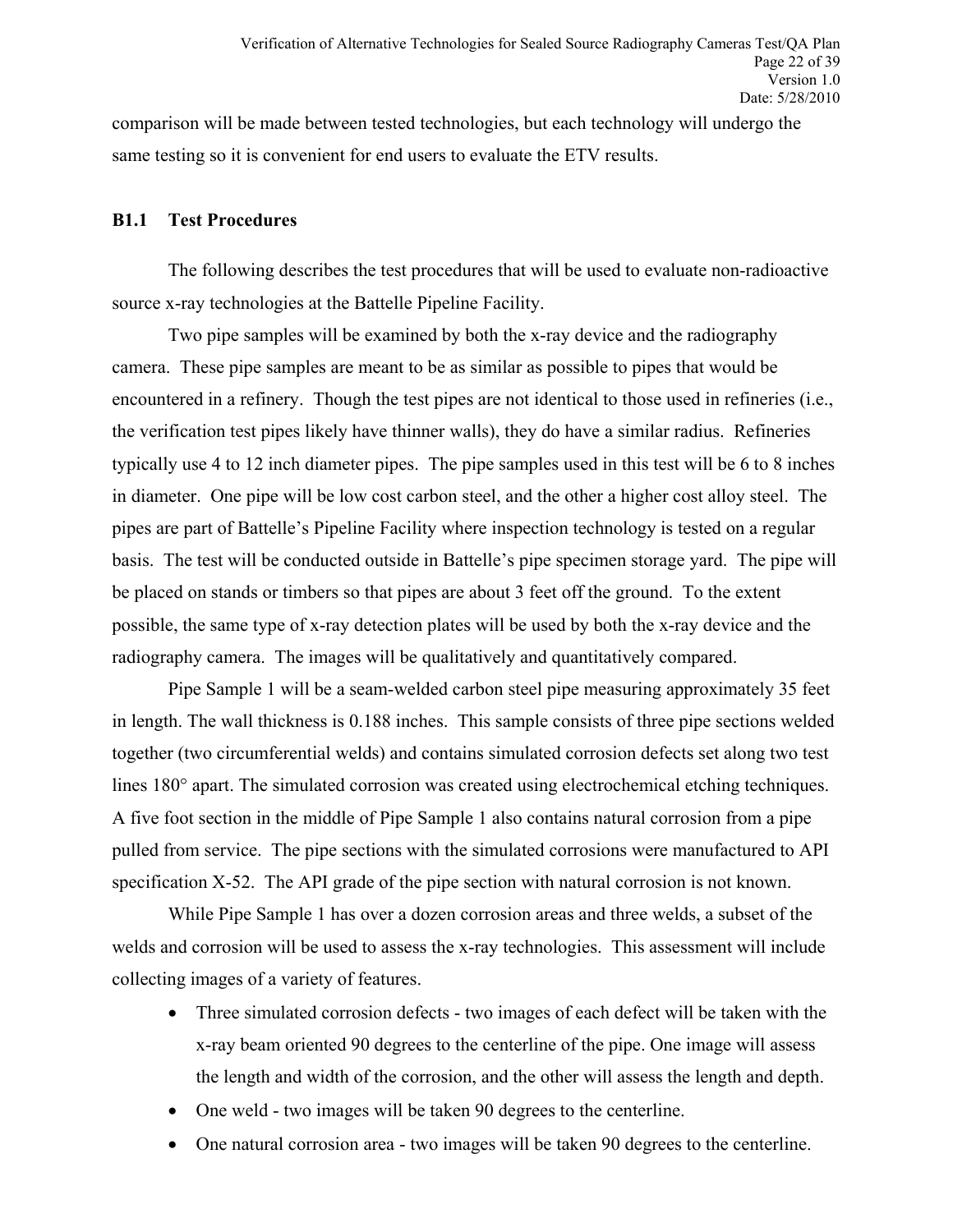comparison will be made between tested technologies, but each technology will undergo the same testing so it is convenient for end users to evaluate the ETV results.

### B1.1 Test Procedures

The following describes the test procedures that will be used to evaluate non-radioactive source x-ray technologies at the Battelle Pipeline Facility.

Two pipe samples will be examined by both the x-ray device and the radiography camera. These pipe samples are meant to be as similar as possible to pipes that would be encountered in a refinery. Though the test pipes are not identical to those used in refineries (i.e., the verification test pipes likely have thinner walls), they do have a similar radius. Refineries typically use 4 to 12 inch diameter pipes. The pipe samples used in this test will be 6 to 8 inches in diameter. One pipe will be low cost carbon steel, and the other a higher cost alloy steel. The pipes are part of Battelle's Pipeline Facility where inspection technology is tested on a regular basis. The test will be conducted outside in Battelle's pipe specimen storage yard. The pipe will be placed on stands or timbers so that pipes are about 3 feet off the ground. To the extent possible, the same type of x-ray detection plates will be used by both the x-ray device and the radiography camera. The images will be qualitatively and quantitatively compared.

Pipe Sample 1 will be a seam-welded carbon steel pipe measuring approximately 35 feet in length. The wall thickness is 0.188 inches. This sample consists of three pipe sections welded together (two circumferential welds) and contains simulated corrosion defects set along two test lines 180° apart. The simulated corrosion was created using electrochemical etching techniques. A five foot section in the middle of Pipe Sample 1 also contains natural corrosion from a pipe pulled from service. The pipe sections with the simulated corrosions were manufactured to API specification X-52. The API grade of the pipe section with natural corrosion is not known.

While Pipe Sample 1 has over a dozen corrosion areas and three welds, a subset of the welds and corrosion will be used to assess the x-ray technologies. This assessment will include collecting images of a variety of features.

- Three simulated corrosion defects - two images of each defect will be taken with the x-ray beam oriented 90 degrees to the centerline of the pipe. One image will assess the length and width of the corrosion, and the other will assess the length and depth.
- One weld - two images will be taken 90 degrees to the centerline.
- One natural corrosion area - two images will be taken 90 degrees to the centerline.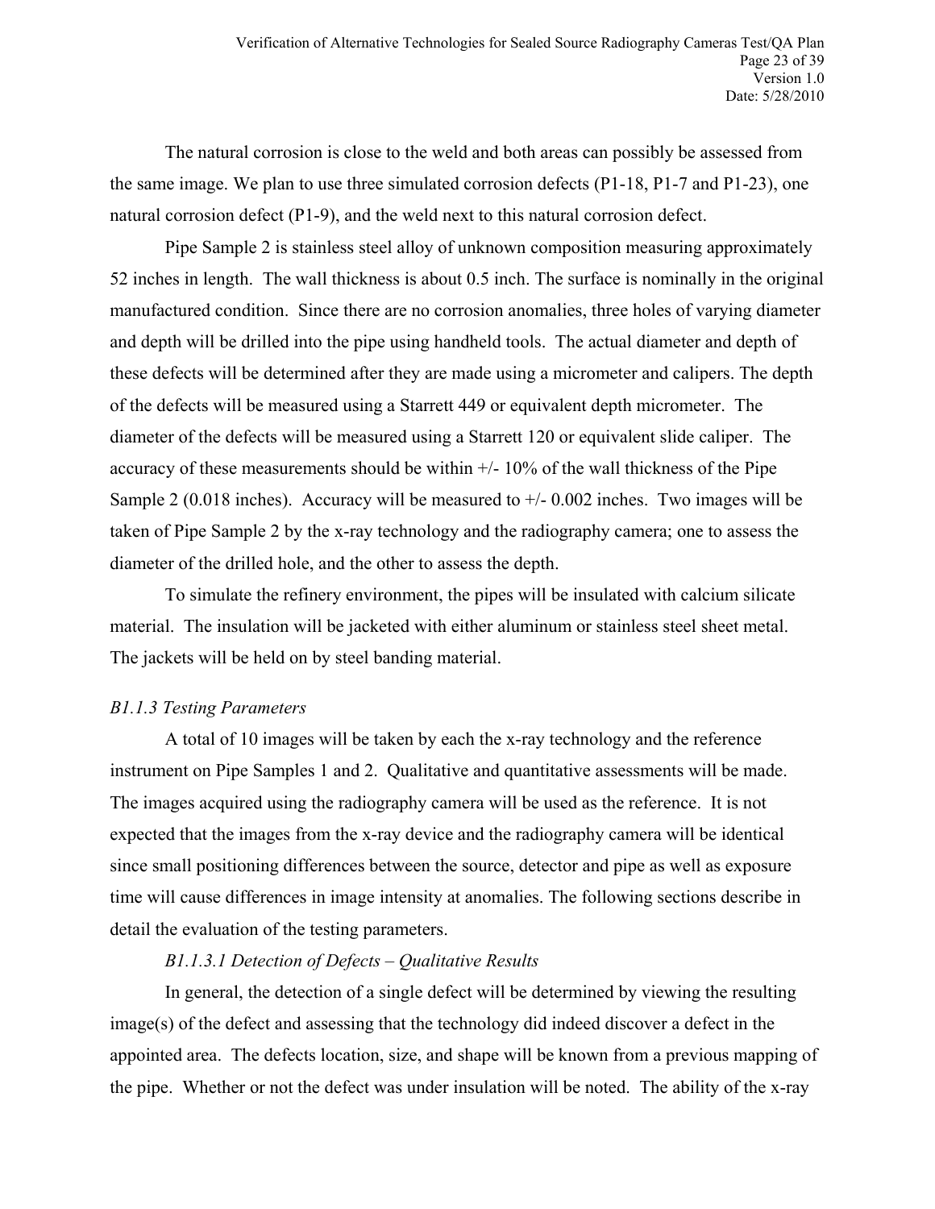The natural corrosion is close to the weld and both areas can possibly be assessed from the same image. We plan to use three simulated corrosion defects (P1-18, P1-7 and P1-23), one natural corrosion defect (P1-9), and the weld next to this natural corrosion defect.

Pipe Sample 2 is stainless steel alloy of unknown composition measuring approximately 52 inches in length. The wall thickness is about 0.5 inch. The surface is nominally in the original manufactured condition. Since there are no corrosion anomalies, three holes of varying diameter and depth will be drilled into the pipe using handheld tools. The actual diameter and depth of these defects will be determined after they are made using a micrometer and calipers. The depth of the defects will be measured using a Starrett 449 or equivalent depth micrometer. The diameter of the defects will be measured using a Starrett 120 or equivalent slide caliper. The accuracy of these measurements should be within +/- 10% of the wall thickness of the Pipe Sample 2 (0.018 inches). Accuracy will be measured to +/- 0.002 inches. Two images will be taken of Pipe Sample 2 by the x-ray technology and the radiography camera; one to assess the diameter of the drilled hole, and the other to assess the depth.

To simulate the refinery environment, the pipes will be insulated with calcium silicate material. The insulation will be jacketed with either aluminum or stainless steel sheet metal. The jackets will be held on by steel banding material.

#### *B1.1.3 Testing Parameters*

A total of 10 images will be taken by each the x-ray technology and the reference instrument on Pipe Samples 1 and 2. Qualitative and quantitative assessments will be made. The images acquired using the radiography camera will be used as the reference. It is not expected that the images from the x-ray device and the radiography camera will be identical since small positioning differences between the source, detector and pipe as well as exposure time will cause differences in image intensity at anomalies. The following sections describe in detail the evaluation of the testing parameters.

##### *B1.1.3.1 Detection of Defects – Qualitative Results*

In general, the detection of a single defect will be determined by viewing the resulting image(s) of the defect and assessing that the technology did indeed discover a defect in the appointed area. The defects location, size, and shape will be known from a previous mapping of the pipe. Whether or not the defect was under insulation will be noted. The ability of the x-ray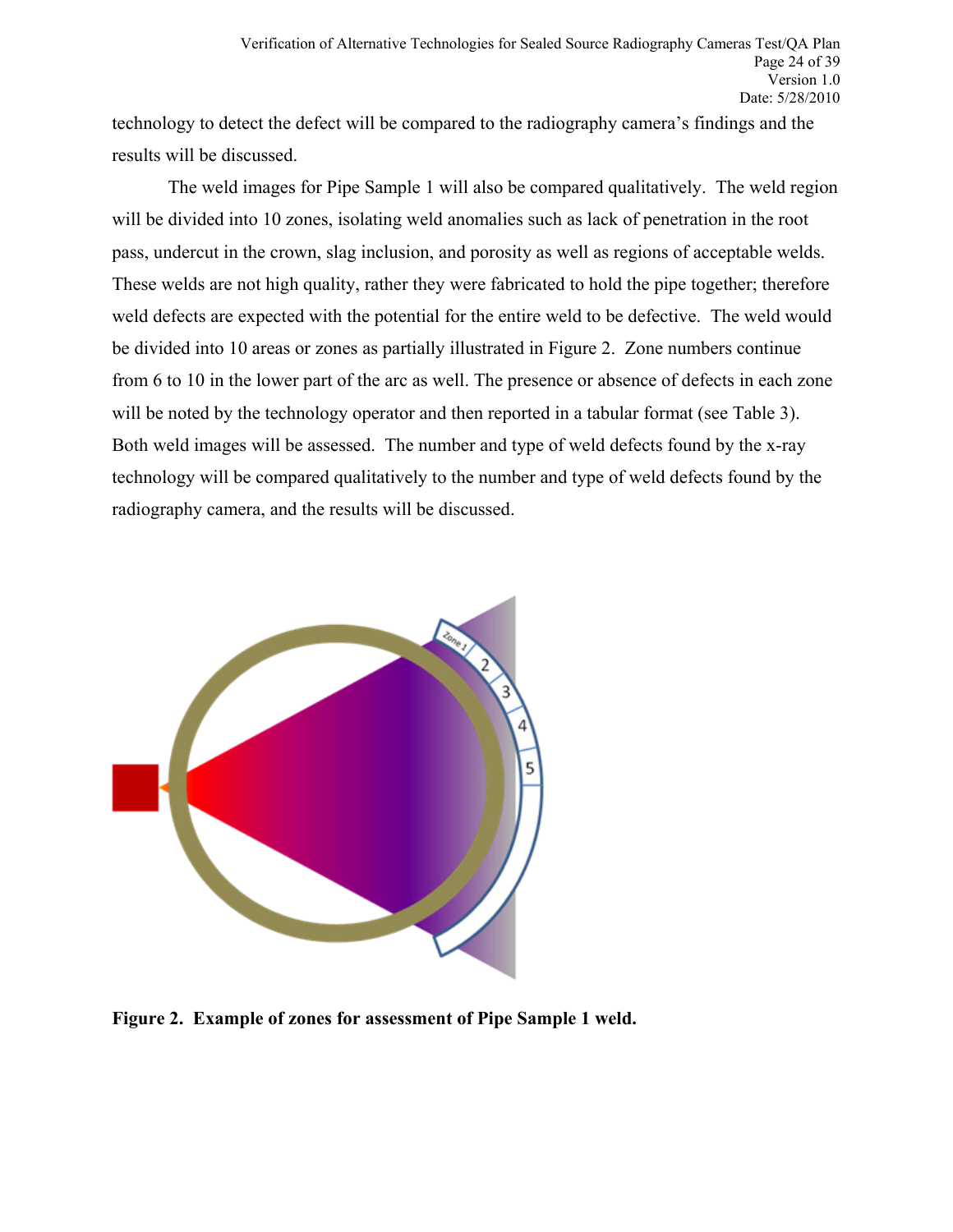technology to detect the defect will be compared to the radiography camera's findings and the results will be discussed.

The weld images for Pipe Sample 1 will also be compared qualitatively. The weld region will be divided into 10 zones, isolating weld anomalies such as lack of penetration in the root pass, undercut in the crown, slag inclusion, and porosity as well as regions of acceptable welds. These welds are not high quality, rather they were fabricated to hold the pipe together; therefore weld defects are expected with the potential for the entire weld to be defective. The weld would be divided into 10 areas or zones as partially illustrated in Figure 2. Zone numbers continue from 6 to 10 in the lower part of the arc as well. The presence or absence of defects in each zone will be noted by the technology operator and then reported in a tabular format (see Table 3). Both weld images will be assessed. The number and type of weld defects found by the x-ray technology will be compared qualitatively to the number and type of weld defects found by the radiography camera, and the results will be discussed.

**Figure 2. Example of zones for assessment of Pipe Sample 1 weld.**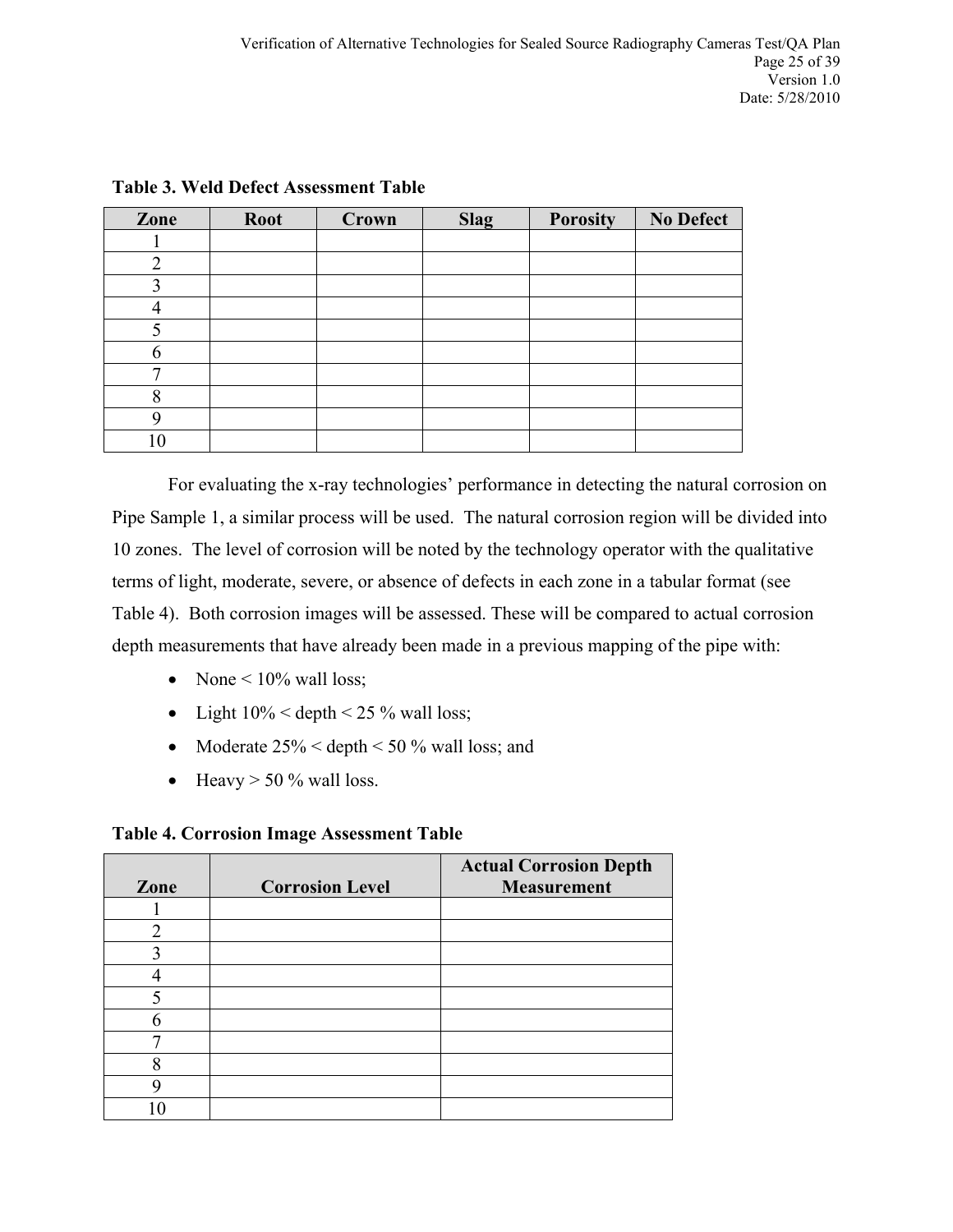**Table 3. Weld Defect Assessment Table**

| Zone | Root | Crown | Slag | Porosity | No Defect |
|---|---|---|---|---|---|
| 1 | | | | | |
| 2 | | | | | |
| 3 | | | | | |
| 4 | | | | | |
| 5 | | | | | |
| 6 | | | | | |
| 7 | | | | | |
| 8 | | | | | |
| 9 | | | | | |
| 10 | | | | | |

For evaluating the x-ray technologies' performance in detecting the natural corrosion on Pipe Sample 1, a similar process will be used. The natural corrosion region will be divided into 10 zones. The level of corrosion will be noted by the technology operator with the qualitative terms of light, moderate, severe, or absence of defects in each zone in a tabular format (see Table 4). Both corrosion images will be assessed. These will be compared to actual corrosion depth measurements that have already been made in a previous mapping of the pipe with:

- None < 10% wall loss;
- Light 10% < depth < 25 % wall loss;
- Moderate 25% < depth < 50 % wall loss; and
- Heavy > 50 % wall loss.

**Table 4. Corrosion Image Assessment Table**

| Zone | Corrosion Level | Actual Corrosion Depth Measurement |
|---|---|---|
| 1 | | |
| 2 | | |
| 3 | | |
| 4 | | |
| 5 | | |
| 6 | | |
| 7 | | |
| 8 | | |
| 9 | | |
| 10 | | |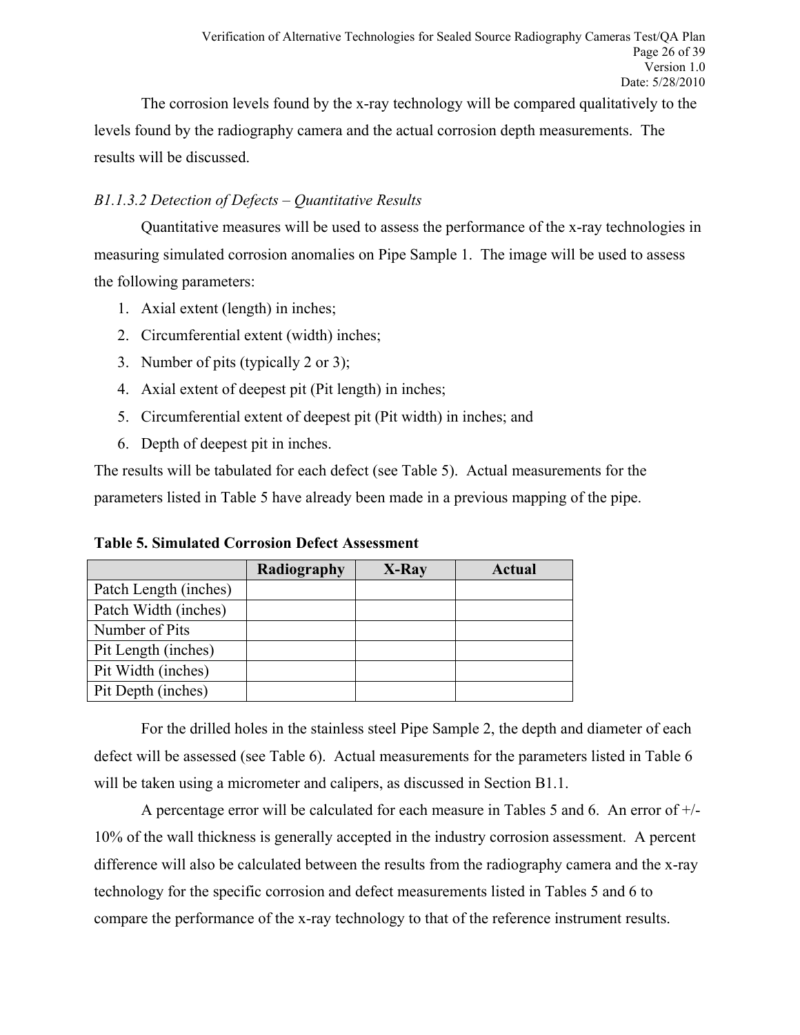The corrosion levels found by the x-ray technology will be compared qualitatively to the levels found by the radiography camera and the actual corrosion depth measurements. The results will be discussed.

*B1.1.3.2 Detection of Defects – Quantitative Results*

Quantitative measures will be used to assess the performance of the x-ray technologies in measuring simulated corrosion anomalies on Pipe Sample 1. The image will be used to assess the following parameters:

1. Axial extent (length) in inches;
2. Circumferential extent (width) inches;
3. Number of pits (typically 2 or 3);
4. Axial extent of deepest pit (Pit length) in inches;
5. Circumferential extent of deepest pit (Pit width) in inches; and
6. Depth of deepest pit in inches.

The results will be tabulated for each defect (see Table 5). Actual measurements for the parameters listed in Table 5 have already been made in a previous mapping of the pipe.

**Table 5. Simulated Corrosion Defect Assessment**

| | Radiography | X-Ray | Actual |
|---|---|---|---|
| Patch Length (inches) | | | |
| Patch Width (inches) | | | |
| Number of Pits | | | |
| Pit Length (inches) | | | |
| Pit Width (inches) | | | |
| Pit Depth (inches) | | | |

For the drilled holes in the stainless steel Pipe Sample 2, the depth and diameter of each defect will be assessed (see Table 6). Actual measurements for the parameters listed in Table 6 will be taken using a micrometer and calipers, as discussed in Section B1.1.

A percentage error will be calculated for each measure in Tables 5 and 6. An error of +/- 10% of the wall thickness is generally accepted in the industry corrosion assessment. A percent difference will also be calculated between the results from the radiography camera and the x-ray technology for the specific corrosion and defect measurements listed in Tables 5 and 6 to compare the performance of the x-ray technology to that of the reference instrument results.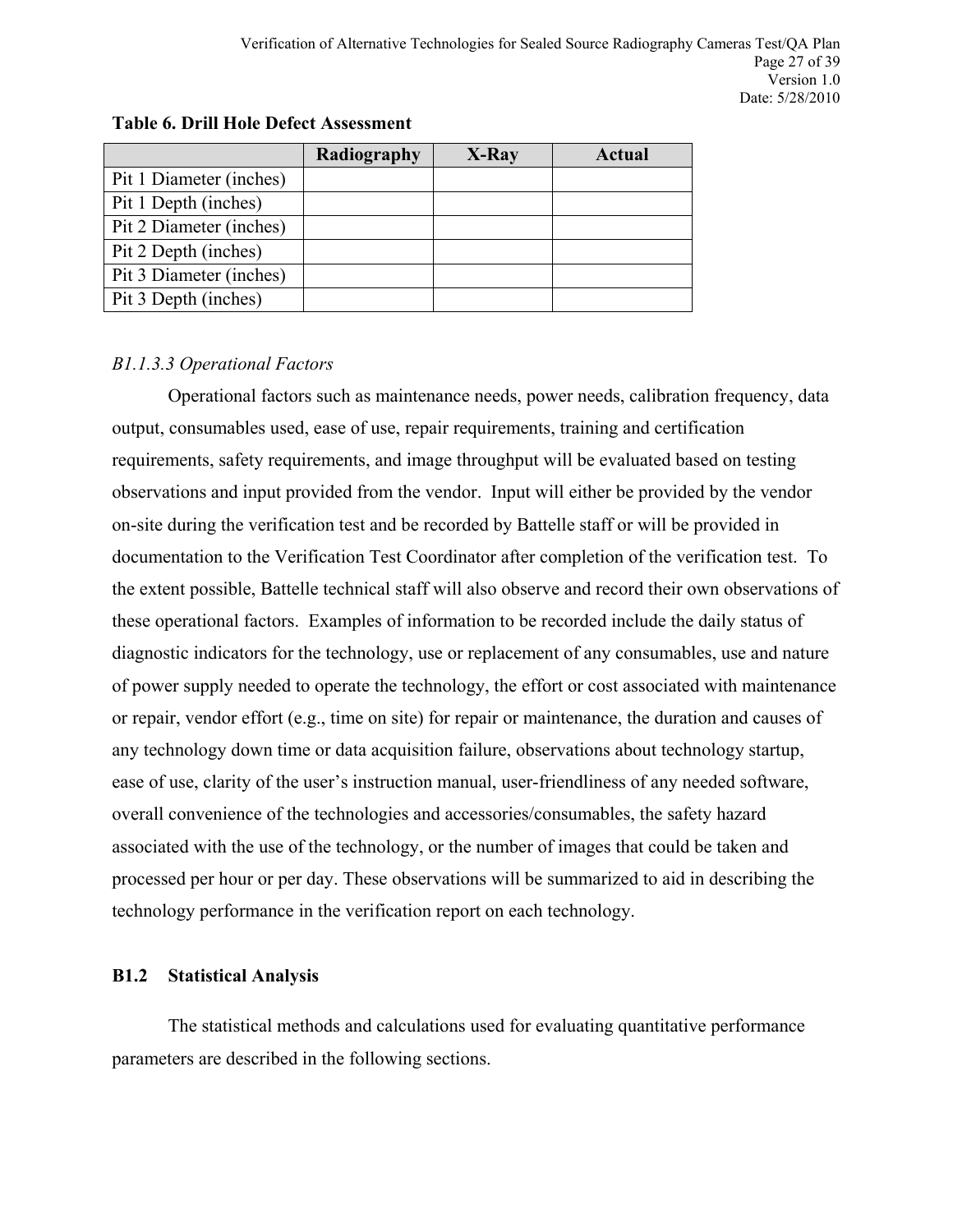**Table 6. Drill Hole Defect Assessment**

| | Radiography | X-Ray | Actual |
|---|---|---|---|
| Pit 1 Diameter (inches) | | | |
| Pit 1 Depth (inches) | | | |
| Pit 2 Diameter (inches) | | | |
| Pit 2 Depth (inches) | | | |
| Pit 3 Diameter (inches) | | | |
| Pit 3 Depth (inches) | | | |

*B1.1.3.3 Operational Factors*

Operational factors such as maintenance needs, power needs, calibration frequency, data output, consumables used, ease of use, repair requirements, training and certification requirements, safety requirements, and image throughput will be evaluated based on testing observations and input provided from the vendor. Input will either be provided by the vendor on-site during the verification test and be recorded by Battelle staff or will be provided in documentation to the Verification Test Coordinator after completion of the verification test. To the extent possible, Battelle technical staff will also observe and record their own observations of these operational factors. Examples of information to be recorded include the daily status of diagnostic indicators for the technology, use or replacement of any consumables, use and nature of power supply needed to operate the technology, the effort or cost associated with maintenance or repair, vendor effort (e.g., time on site) for repair or maintenance, the duration and causes of any technology down time or data acquisition failure, observations about technology startup, ease of use, clarity of the user's instruction manual, user-friendliness of any needed software, overall convenience of the technologies and accessories/consumables, the safety hazard associated with the use of the technology, or the number of images that could be taken and processed per hour or per day. These observations will be summarized to aid in describing the technology performance in the verification report on each technology.

## B1.2 Statistical Analysis

The statistical methods and calculations used for evaluating quantitative performance parameters are described in the following sections.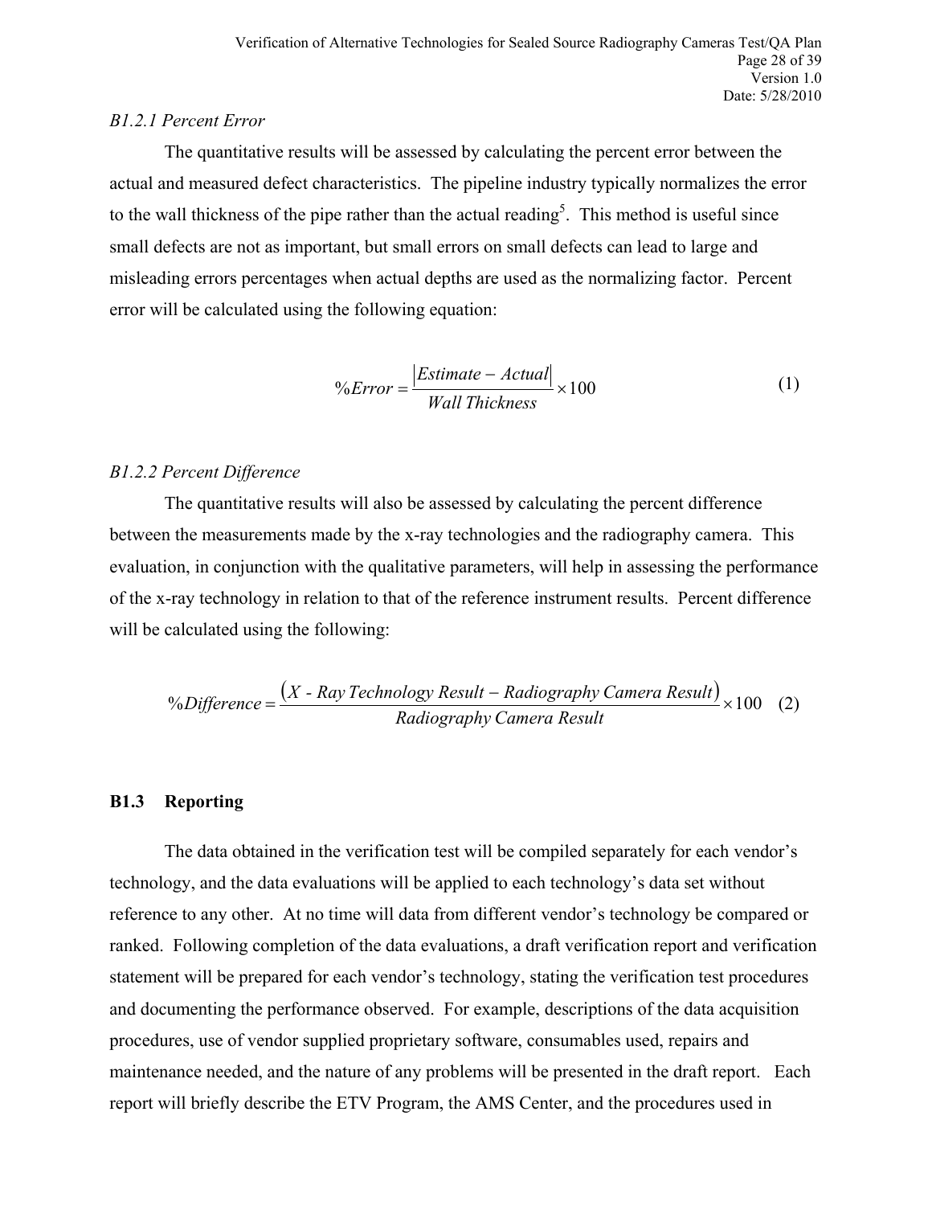*B1.2.1 Percent Error*

The quantitative results will be assessed by calculating the percent error between the actual and measured defect characteristics. The pipeline industry typically normalizes the error to the wall thickness of the pipe rather than the actual reading[5]. This method is useful since small defects are not as important, but small errors on small defects can lead to large and misleading errors percentages when actual depths are used as the normalizing factor. Percent error will be calculated using the following equation:

$$\%Error = \frac{|Estimate - Actual|}{Wall\ Thickness} \times 100 \tag{1}$$

*B1.2.2 Percent Difference*

The quantitative results will also be assessed by calculating the percent difference between the measurements made by the x-ray technologies and the radiography camera. This evaluation, in conjunction with the qualitative parameters, will help in assessing the performance of the x-ray technology in relation to that of the reference instrument results. Percent difference will be calculated using the following:

$$\%Difference = \frac{(X\text{ - }Ray\ Technology\ Result - Radiography\ Camera\ Result)}{Radiography\ Camera\ Result} \times 100 \tag{2}$$

## B1.3 Reporting

The data obtained in the verification test will be compiled separately for each vendor's technology, and the data evaluations will be applied to each technology's data set without reference to any other. At no time will data from different vendor's technology be compared or ranked. Following completion of the data evaluations, a draft verification report and verification statement will be prepared for each vendor's technology, stating the verification test procedures and documenting the performance observed. For example, descriptions of the data acquisition procedures, use of vendor supplied proprietary software, consumables used, repairs and maintenance needed, and the nature of any problems will be presented in the draft report. Each report will briefly describe the ETV Program, the AMS Center, and the procedures used in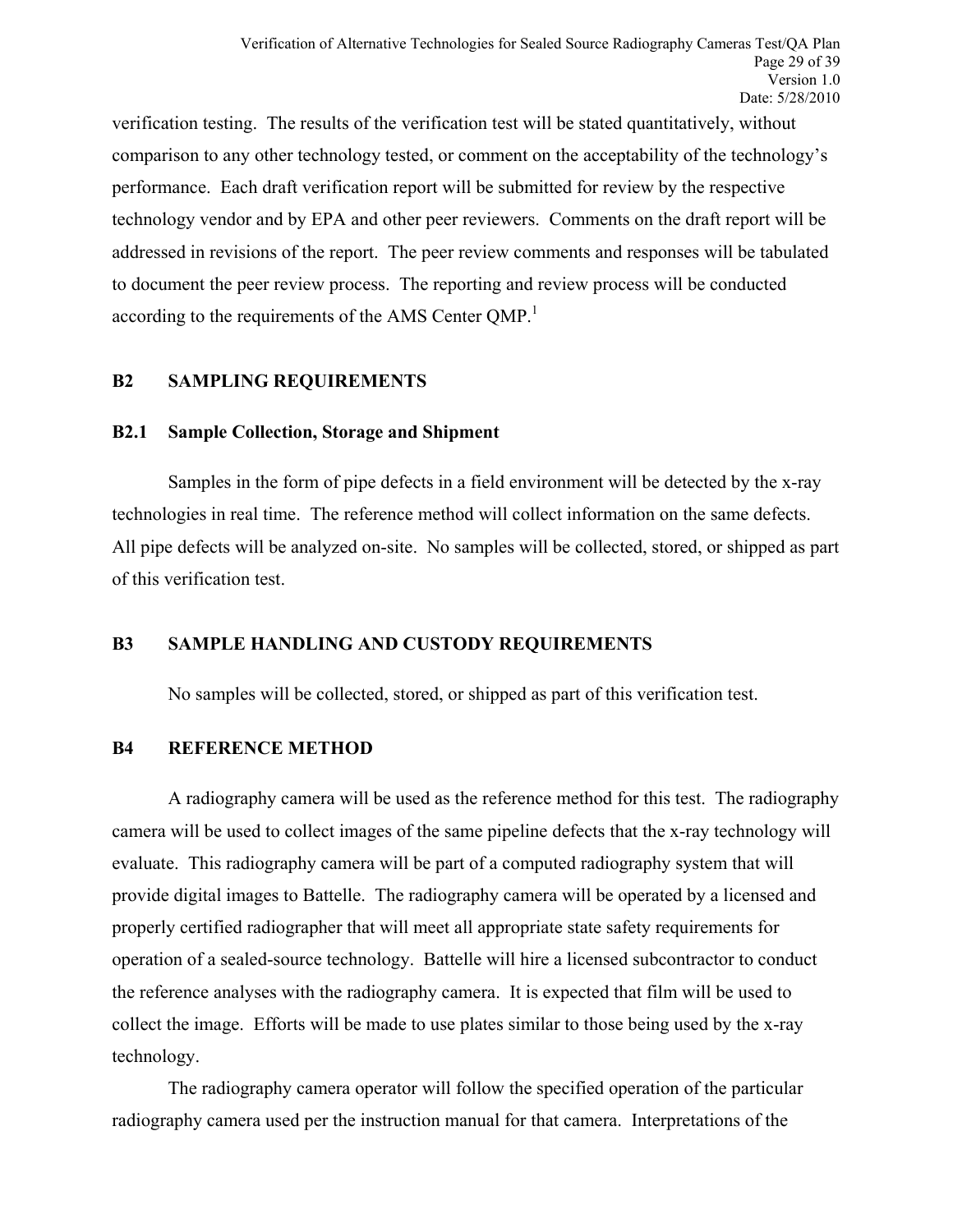verification testing. The results of the verification test will be stated quantitatively, without comparison to any other technology tested, or comment on the acceptability of the technology's performance. Each draft verification report will be submitted for review by the respective technology vendor and by EPA and other peer reviewers. Comments on the draft report will be addressed in revisions of the report. The peer review comments and responses will be tabulated to document the peer review process. The reporting and review process will be conducted according to the requirements of the AMS Center QMP.[1]

## B2 SAMPLING REQUIREMENTS

### B2.1 Sample Collection, Storage and Shipment

Samples in the form of pipe defects in a field environment will be detected by the x-ray technologies in real time. The reference method will collect information on the same defects. All pipe defects will be analyzed on-site. No samples will be collected, stored, or shipped as part of this verification test.

## B3 SAMPLE HANDLING AND CUSTODY REQUIREMENTS

No samples will be collected, stored, or shipped as part of this verification test.

## B4 REFERENCE METHOD

A radiography camera will be used as the reference method for this test. The radiography camera will be used to collect images of the same pipeline defects that the x-ray technology will evaluate. This radiography camera will be part of a computed radiography system that will provide digital images to Battelle. The radiography camera will be operated by a licensed and properly certified radiographer that will meet all appropriate state safety requirements for operation of a sealed-source technology. Battelle will hire a licensed subcontractor to conduct the reference analyses with the radiography camera. It is expected that film will be used to collect the image. Efforts will be made to use plates similar to those being used by the x-ray technology.

The radiography camera operator will follow the specified operation of the particular radiography camera used per the instruction manual for that camera. Interpretations of the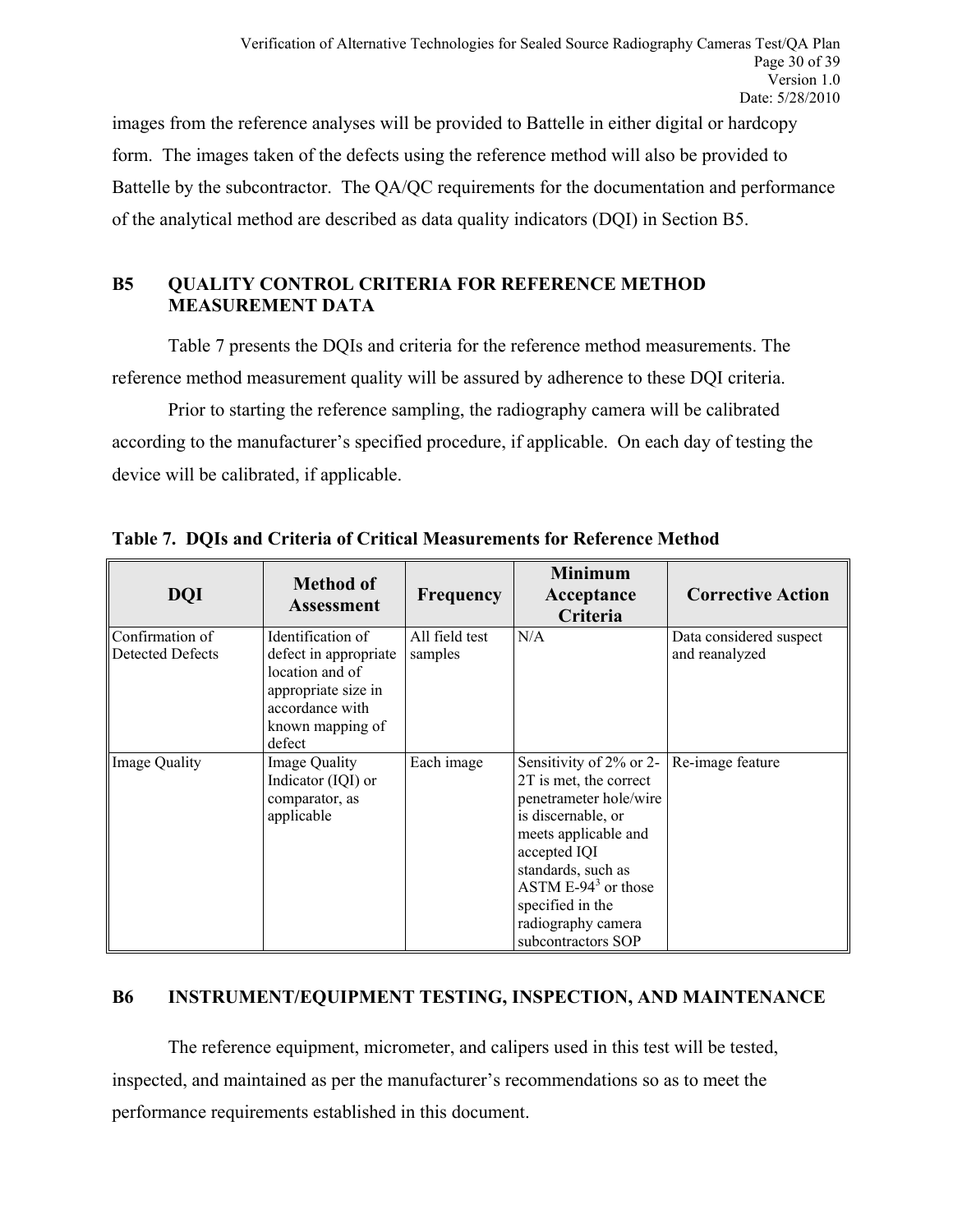images from the reference analyses will be provided to Battelle in either digital or hardcopy form. The images taken of the defects using the reference method will also be provided to Battelle by the subcontractor. The QA/QC requirements for the documentation and performance of the analytical method are described as data quality indicators (DQI) in Section B5.

## B5 QUALITY CONTROL CRITERIA FOR REFERENCE METHOD MEASUREMENT DATA

Table 7 presents the DQIs and criteria for the reference method measurements. The reference method measurement quality will be assured by adherence to these DQI criteria.

Prior to starting the reference sampling, the radiography camera will be calibrated according to the manufacturer's specified procedure, if applicable. On each day of testing the device will be calibrated, if applicable.

**Table 7. DQIs and Criteria of Critical Measurements for Reference Method**

| DQI | Method of Assessment | Frequency | Minimum Acceptance Criteria | Corrective Action |
|---|---|---|---|---|
| Confirmation of Detected Defects | Identification of defect in appropriate location and of appropriate size in accordance with known mapping of defect | All field test samples | N/A | Data considered suspect and reanalyzed |
| Image Quality | Image Quality Indicator (IQI) or comparator, as applicable | Each image | Sensitivity of 2% or 2-2T is met, the correct penetrameter hole/wire is discernable, or meets applicable and accepted IQI standards, such as ASTM E-94[3] or those specified in the radiography camera subcontractors SOP | Re-image feature |

## B6 INSTRUMENT/EQUIPMENT TESTING, INSPECTION, AND MAINTENANCE

The reference equipment, micrometer, and calipers used in this test will be tested, inspected, and maintained as per the manufacturer's recommendations so as to meet the performance requirements established in this document.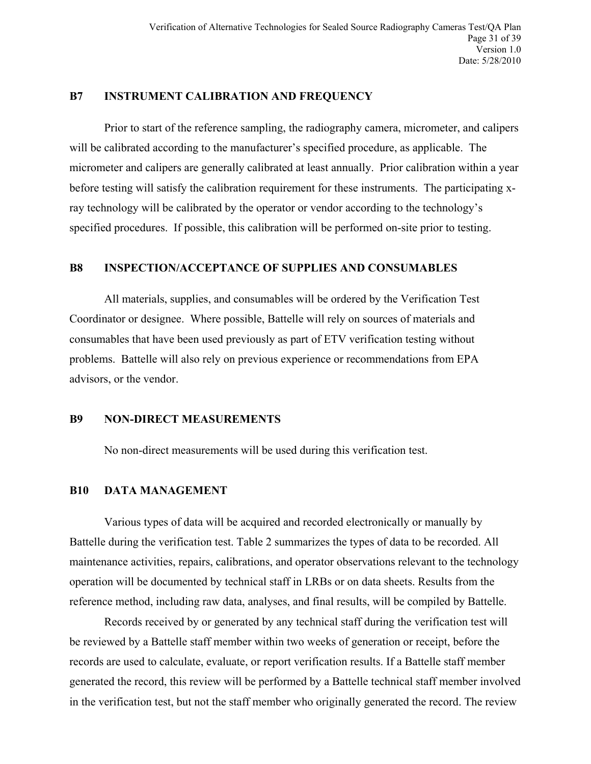## B7 INSTRUMENT CALIBRATION AND FREQUENCY

Prior to start of the reference sampling, the radiography camera, micrometer, and calipers will be calibrated according to the manufacturer's specified procedure, as applicable. The micrometer and calipers are generally calibrated at least annually. Prior calibration within a year before testing will satisfy the calibration requirement for these instruments. The participating x-ray technology will be calibrated by the operator or vendor according to the technology's specified procedures. If possible, this calibration will be performed on-site prior to testing.

## B8 INSPECTION/ACCEPTANCE OF SUPPLIES AND CONSUMABLES

All materials, supplies, and consumables will be ordered by the Verification Test Coordinator or designee. Where possible, Battelle will rely on sources of materials and consumables that have been used previously as part of ETV verification testing without problems. Battelle will also rely on previous experience or recommendations from EPA advisors, or the vendor.

## B9 NON-DIRECT MEASUREMENTS

No non-direct measurements will be used during this verification test.

## B10 DATA MANAGEMENT

Various types of data will be acquired and recorded electronically or manually by Battelle during the verification test. Table 2 summarizes the types of data to be recorded. All maintenance activities, repairs, calibrations, and operator observations relevant to the technology operation will be documented by technical staff in LRBs or on data sheets. Results from the reference method, including raw data, analyses, and final results, will be compiled by Battelle.

Records received by or generated by any technical staff during the verification test will be reviewed by a Battelle staff member within two weeks of generation or receipt, before the records are used to calculate, evaluate, or report verification results. If a Battelle staff member generated the record, this review will be performed by a Battelle technical staff member involved in the verification test, but not the staff member who originally generated the record. The review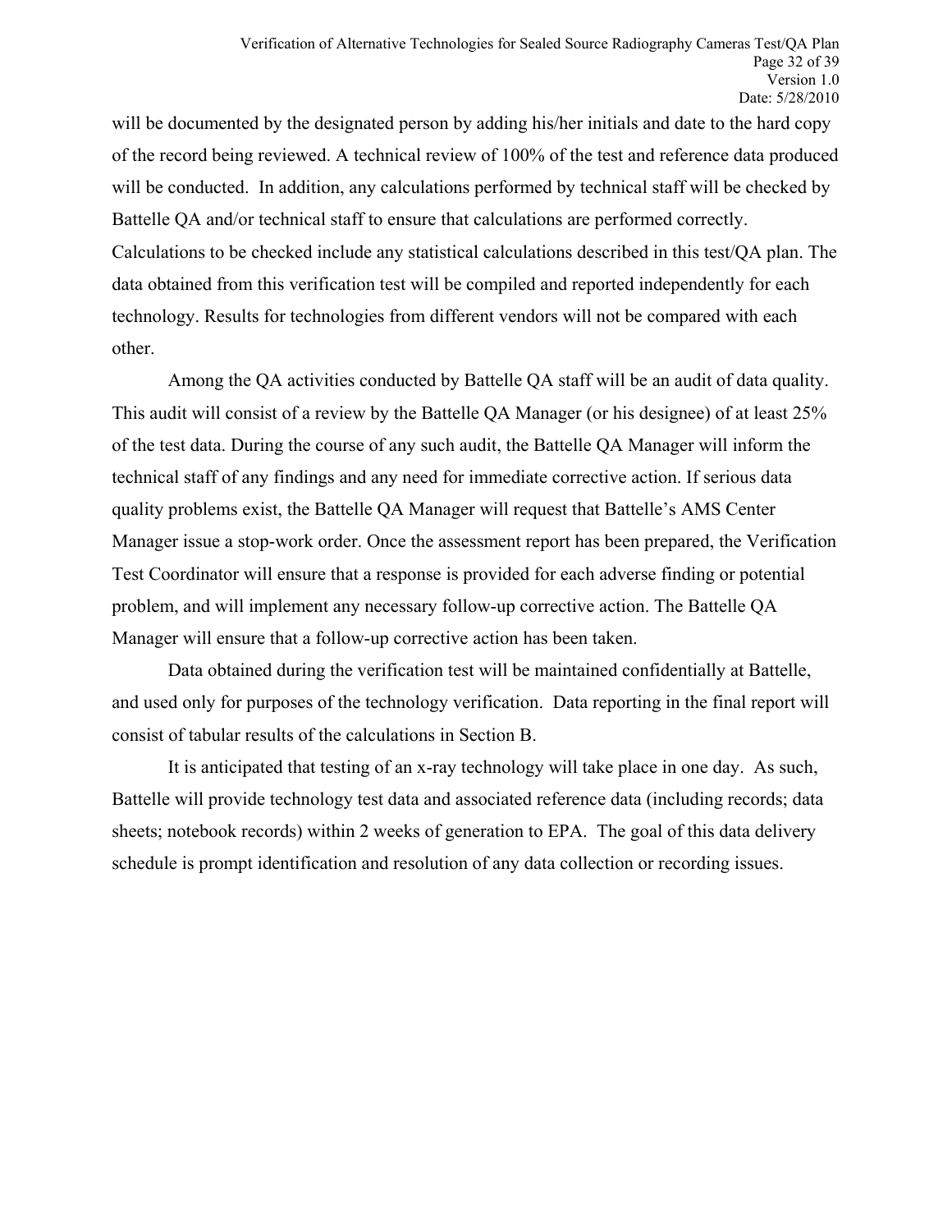will be documented by the designated person by adding his/her initials and date to the hard copy of the record being reviewed. A technical review of 100% of the test and reference data produced will be conducted. In addition, any calculations performed by technical staff will be checked by Battelle QA and/or technical staff to ensure that calculations are performed correctly. Calculations to be checked include any statistical calculations described in this test/QA plan. The data obtained from this verification test will be compiled and reported independently for each technology. Results for technologies from different vendors will not be compared with each other.

Among the QA activities conducted by Battelle QA staff will be an audit of data quality. This audit will consist of a review by the Battelle QA Manager (or his designee) of at least 25% of the test data. During the course of any such audit, the Battelle QA Manager will inform the technical staff of any findings and any need for immediate corrective action. If serious data quality problems exist, the Battelle QA Manager will request that Battelle's AMS Center Manager issue a stop-work order. Once the assessment report has been prepared, the Verification Test Coordinator will ensure that a response is provided for each adverse finding or potential problem, and will implement any necessary follow-up corrective action. The Battelle QA Manager will ensure that a follow-up corrective action has been taken.

Data obtained during the verification test will be maintained confidentially at Battelle, and used only for purposes of the technology verification. Data reporting in the final report will consist of tabular results of the calculations in Section B.

It is anticipated that testing of an x-ray technology will take place in one day. As such, Battelle will provide technology test data and associated reference data (including records; data sheets; notebook records) within 2 weeks of generation to EPA. The goal of this data delivery schedule is prompt identification and resolution of any data collection or recording issues.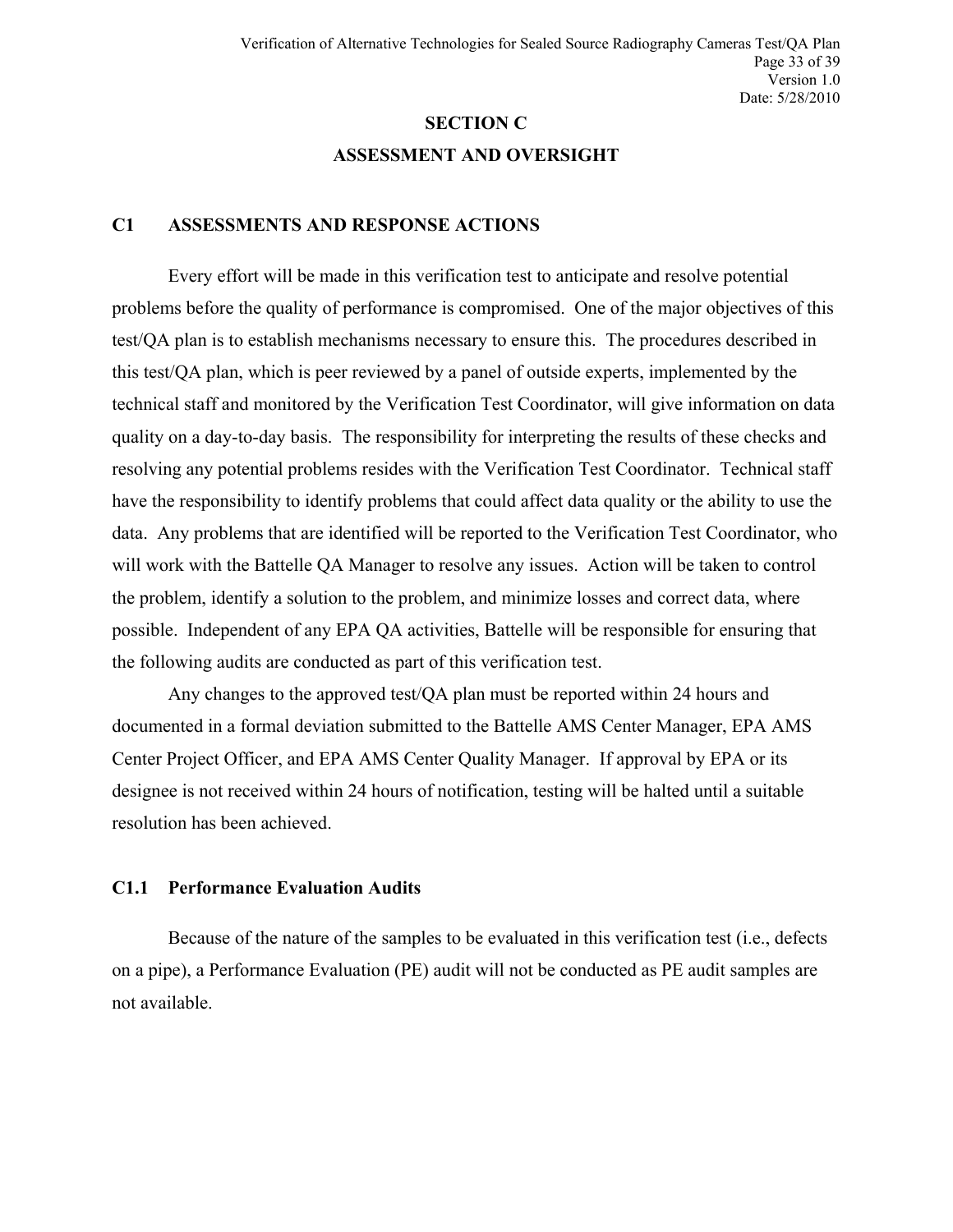# SECTION C

# ASSESSMENT AND OVERSIGHT

## C1 ASSESSMENTS AND RESPONSE ACTIONS

Every effort will be made in this verification test to anticipate and resolve potential problems before the quality of performance is compromised. One of the major objectives of this test/QA plan is to establish mechanisms necessary to ensure this. The procedures described in this test/QA plan, which is peer reviewed by a panel of outside experts, implemented by the technical staff and monitored by the Verification Test Coordinator, will give information on data quality on a day-to-day basis. The responsibility for interpreting the results of these checks and resolving any potential problems resides with the Verification Test Coordinator. Technical staff have the responsibility to identify problems that could affect data quality or the ability to use the data. Any problems that are identified will be reported to the Verification Test Coordinator, who will work with the Battelle QA Manager to resolve any issues. Action will be taken to control the problem, identify a solution to the problem, and minimize losses and correct data, where possible. Independent of any EPA QA activities, Battelle will be responsible for ensuring that the following audits are conducted as part of this verification test.

Any changes to the approved test/QA plan must be reported within 24 hours and documented in a formal deviation submitted to the Battelle AMS Center Manager, EPA AMS Center Project Officer, and EPA AMS Center Quality Manager. If approval by EPA or its designee is not received within 24 hours of notification, testing will be halted until a suitable resolution has been achieved.

### C1.1 Performance Evaluation Audits

Because of the nature of the samples to be evaluated in this verification test (i.e., defects on a pipe), a Performance Evaluation (PE) audit will not be conducted as PE audit samples are not available.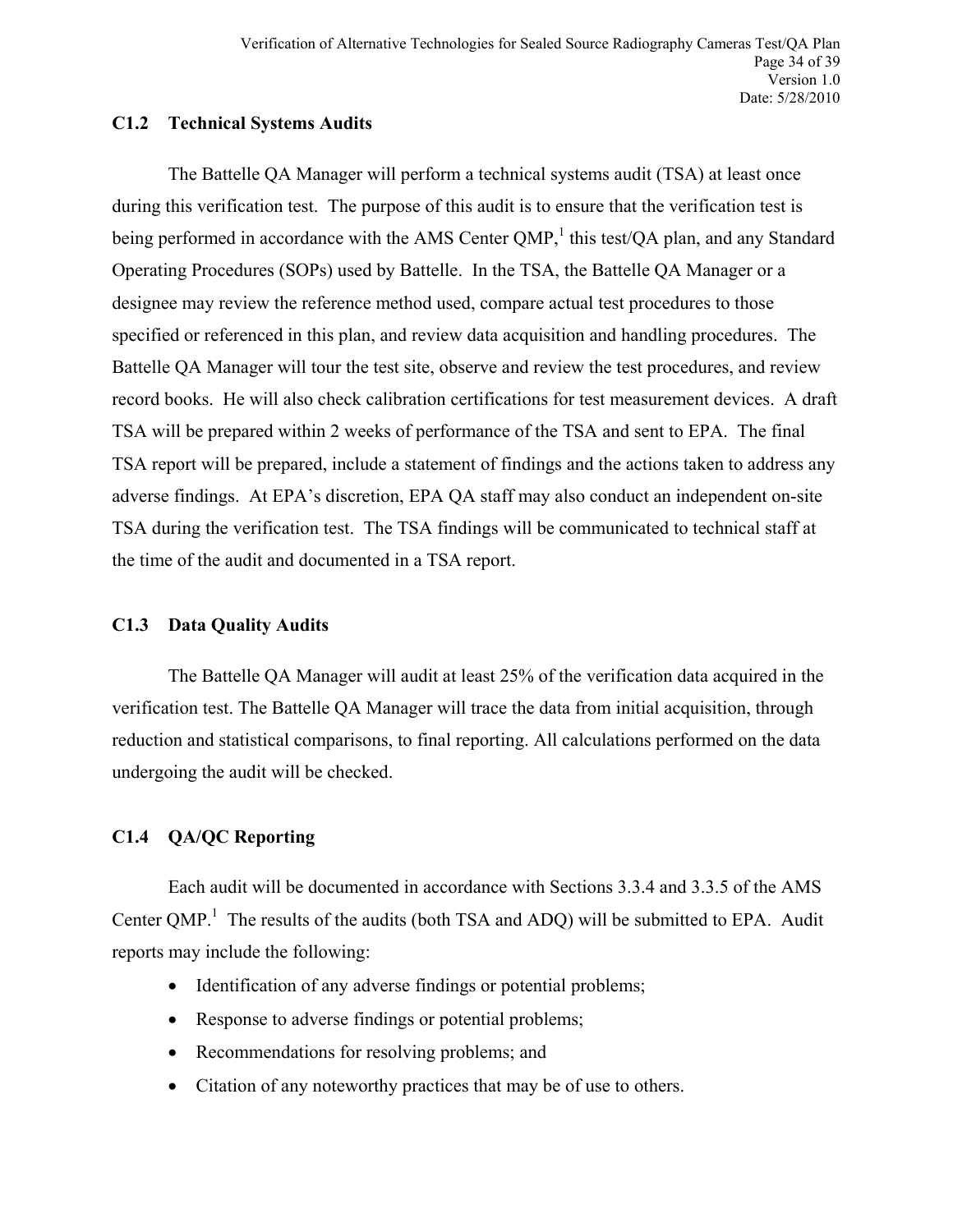### C1.2 Technical Systems Audits

The Battelle QA Manager will perform a technical systems audit (TSA) at least once during this verification test. The purpose of this audit is to ensure that the verification test is being performed in accordance with the AMS Center QMP,[1] this test/QA plan, and any Standard Operating Procedures (SOPs) used by Battelle. In the TSA, the Battelle QA Manager or a designee may review the reference method used, compare actual test procedures to those specified or referenced in this plan, and review data acquisition and handling procedures. The Battelle QA Manager will tour the test site, observe and review the test procedures, and review record books. He will also check calibration certifications for test measurement devices. A draft TSA will be prepared within 2 weeks of performance of the TSA and sent to EPA. The final TSA report will be prepared, include a statement of findings and the actions taken to address any adverse findings. At EPA's discretion, EPA QA staff may also conduct an independent on-site TSA during the verification test. The TSA findings will be communicated to technical staff at the time of the audit and documented in a TSA report.

### C1.3 Data Quality Audits

The Battelle QA Manager will audit at least 25% of the verification data acquired in the verification test. The Battelle QA Manager will trace the data from initial acquisition, through reduction and statistical comparisons, to final reporting. All calculations performed on the data undergoing the audit will be checked.

### C1.4 QA/QC Reporting

Each audit will be documented in accordance with Sections 3.3.4 and 3.3.5 of the AMS Center QMP.[1] The results of the audits (both TSA and ADQ) will be submitted to EPA. Audit reports may include the following:

- Identification of any adverse findings or potential problems;
- Response to adverse findings or potential problems;
- Recommendations for resolving problems; and
- Citation of any noteworthy practices that may be of use to others.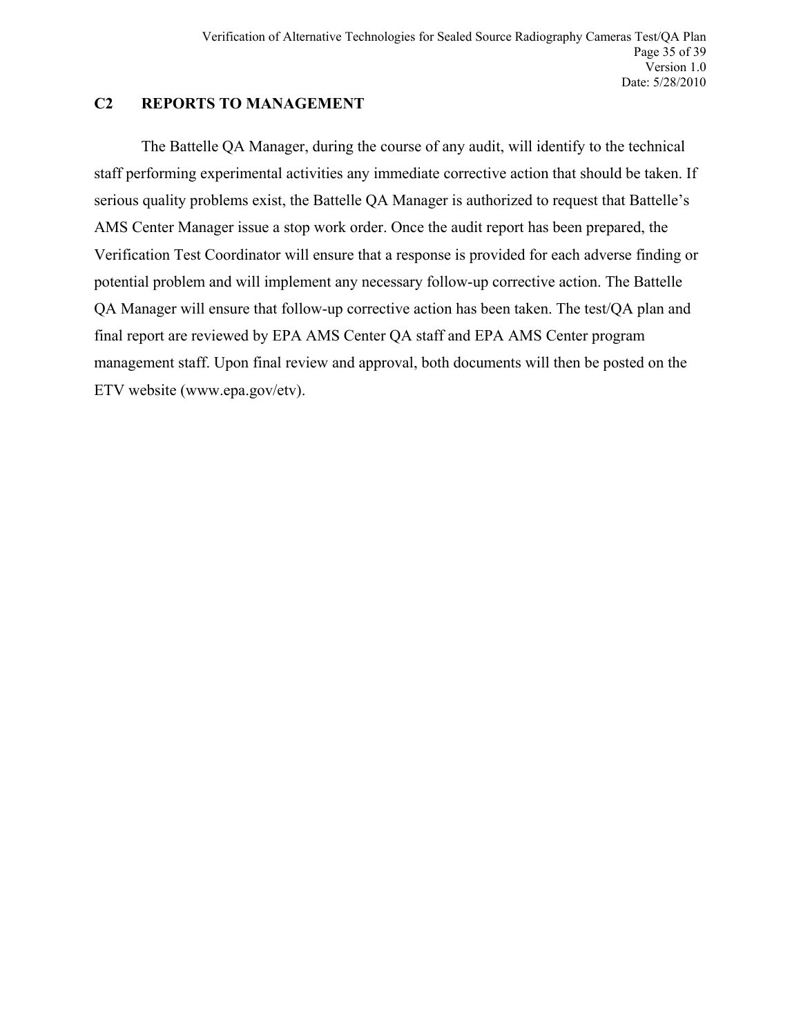## C2 REPORTS TO MANAGEMENT

The Battelle QA Manager, during the course of any audit, will identify to the technical staff performing experimental activities any immediate corrective action that should be taken. If serious quality problems exist, the Battelle QA Manager is authorized to request that Battelle's AMS Center Manager issue a stop work order. Once the audit report has been prepared, the Verification Test Coordinator will ensure that a response is provided for each adverse finding or potential problem and will implement any necessary follow-up corrective action. The Battelle QA Manager will ensure that follow-up corrective action has been taken. The test/QA plan and final report are reviewed by EPA AMS Center QA staff and EPA AMS Center program management staff. Upon final review and approval, both documents will then be posted on the ETV website (www.epa.gov/etv).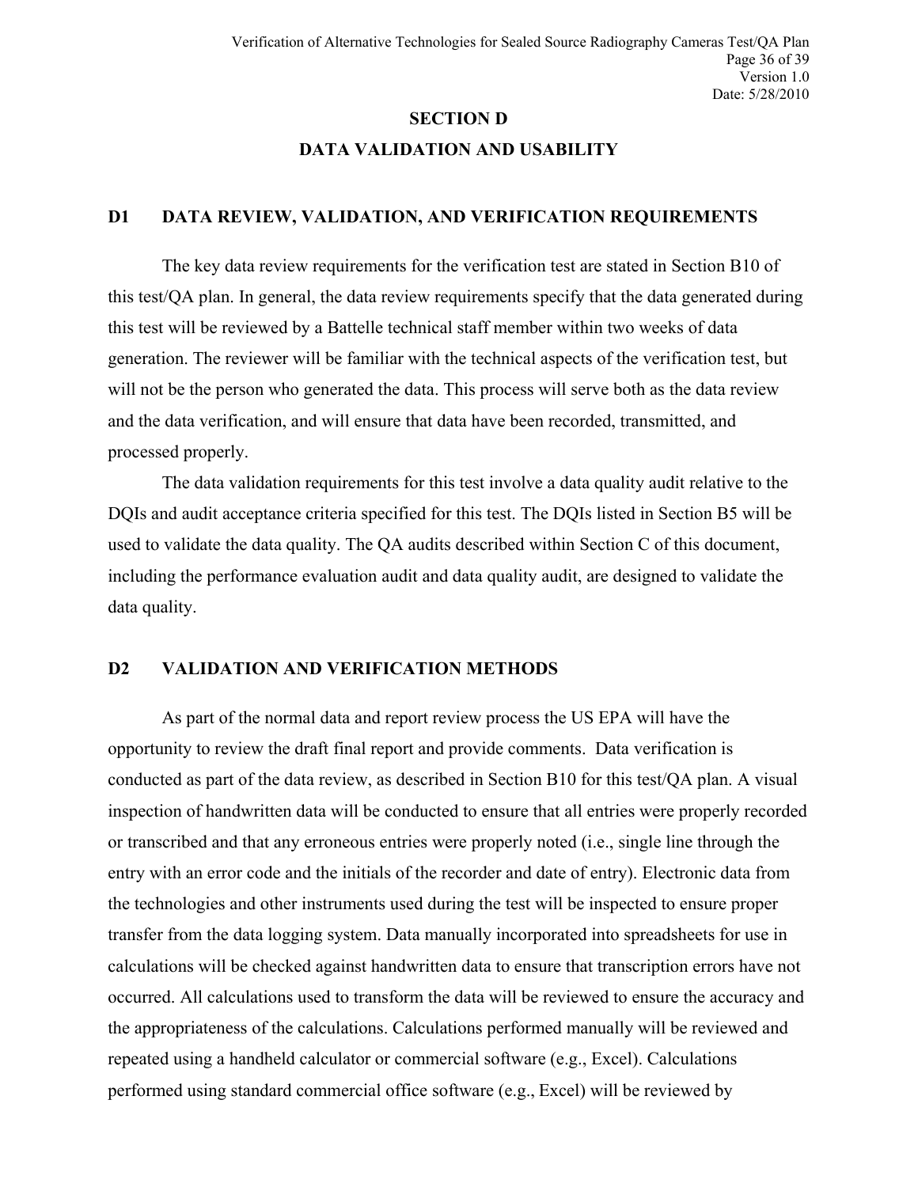# SECTION D

# DATA VALIDATION AND USABILITY

## D1 DATA REVIEW, VALIDATION, AND VERIFICATION REQUIREMENTS

The key data review requirements for the verification test are stated in Section B10 of this test/QA plan. In general, the data review requirements specify that the data generated during this test will be reviewed by a Battelle technical staff member within two weeks of data generation. The reviewer will be familiar with the technical aspects of the verification test, but will not be the person who generated the data. This process will serve both as the data review and the data verification, and will ensure that data have been recorded, transmitted, and processed properly.

The data validation requirements for this test involve a data quality audit relative to the DQIs and audit acceptance criteria specified for this test. The DQIs listed in Section B5 will be used to validate the data quality. The QA audits described within Section C of this document, including the performance evaluation audit and data quality audit, are designed to validate the data quality.

## D2 VALIDATION AND VERIFICATION METHODS

As part of the normal data and report review process the US EPA will have the opportunity to review the draft final report and provide comments. Data verification is conducted as part of the data review, as described in Section B10 for this test/QA plan. A visual inspection of handwritten data will be conducted to ensure that all entries were properly recorded or transcribed and that any erroneous entries were properly noted (i.e., single line through the entry with an error code and the initials of the recorder and date of entry). Electronic data from the technologies and other instruments used during the test will be inspected to ensure proper transfer from the data logging system. Data manually incorporated into spreadsheets for use in calculations will be checked against handwritten data to ensure that transcription errors have not occurred. All calculations used to transform the data will be reviewed to ensure the accuracy and the appropriateness of the calculations. Calculations performed manually will be reviewed and repeated using a handheld calculator or commercial software (e.g., Excel). Calculations performed using standard commercial office software (e.g., Excel) will be reviewed by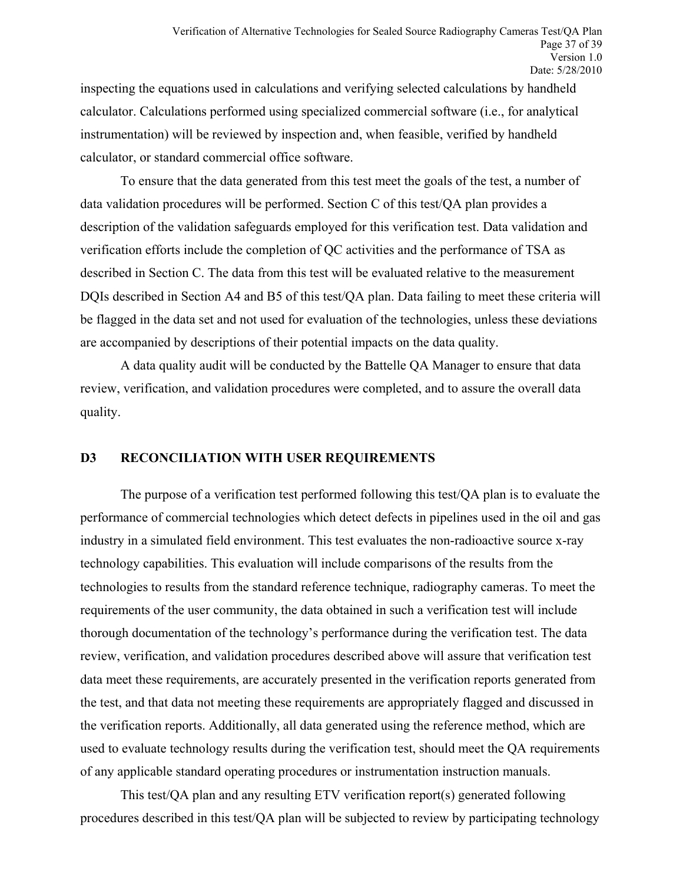inspecting the equations used in calculations and verifying selected calculations by handheld calculator. Calculations performed using specialized commercial software (i.e., for analytical instrumentation) will be reviewed by inspection and, when feasible, verified by handheld calculator, or standard commercial office software.

To ensure that the data generated from this test meet the goals of the test, a number of data validation procedures will be performed. Section C of this test/QA plan provides a description of the validation safeguards employed for this verification test. Data validation and verification efforts include the completion of QC activities and the performance of TSA as described in Section C. The data from this test will be evaluated relative to the measurement DQIs described in Section A4 and B5 of this test/QA plan. Data failing to meet these criteria will be flagged in the data set and not used for evaluation of the technologies, unless these deviations are accompanied by descriptions of their potential impacts on the data quality.

A data quality audit will be conducted by the Battelle QA Manager to ensure that data review, verification, and validation procedures were completed, and to assure the overall data quality.

## D3 RECONCILIATION WITH USER REQUIREMENTS

The purpose of a verification test performed following this test/QA plan is to evaluate the performance of commercial technologies which detect defects in pipelines used in the oil and gas industry in a simulated field environment. This test evaluates the non-radioactive source x-ray technology capabilities. This evaluation will include comparisons of the results from the technologies to results from the standard reference technique, radiography cameras. To meet the requirements of the user community, the data obtained in such a verification test will include thorough documentation of the technology's performance during the verification test. The data review, verification, and validation procedures described above will assure that verification test data meet these requirements, are accurately presented in the verification reports generated from the test, and that data not meeting these requirements are appropriately flagged and discussed in the verification reports. Additionally, all data generated using the reference method, which are used to evaluate technology results during the verification test, should meet the QA requirements of any applicable standard operating procedures or instrumentation instruction manuals.

This test/QA plan and any resulting ETV verification report(s) generated following procedures described in this test/QA plan will be subjected to review by participating technology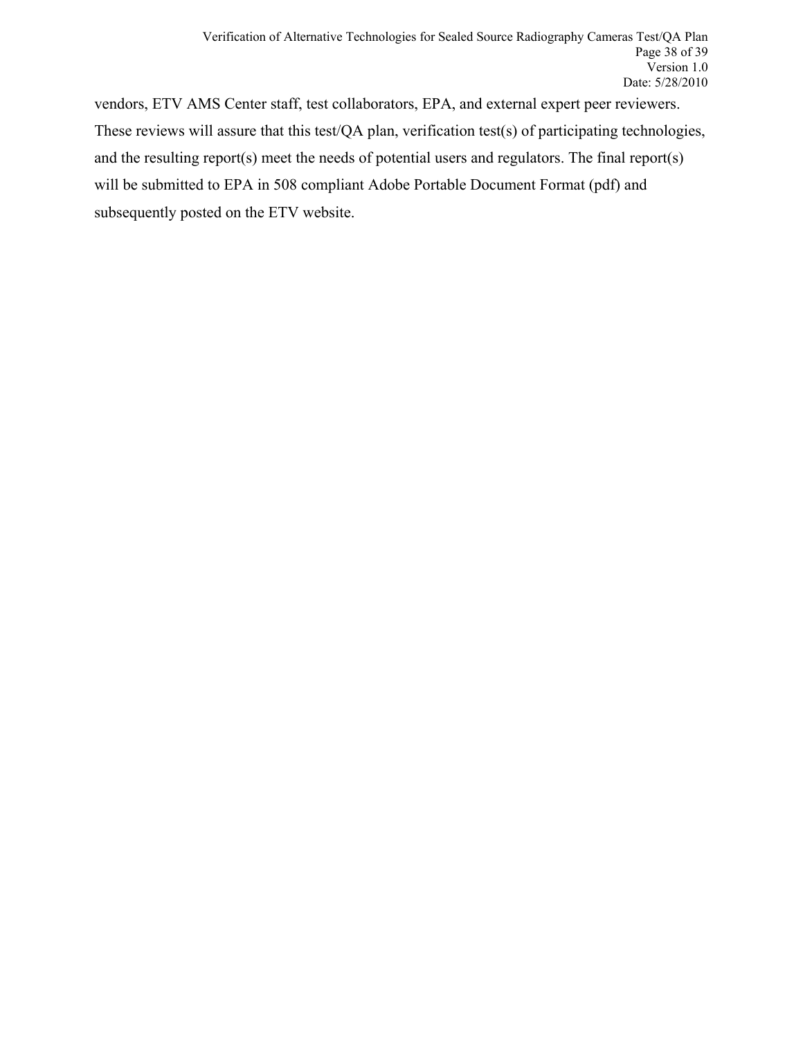vendors, ETV AMS Center staff, test collaborators, EPA, and external expert peer reviewers. These reviews will assure that this test/QA plan, verification test(s) of participating technologies, and the resulting report(s) meet the needs of potential users and regulators. The final report(s) will be submitted to EPA in 508 compliant Adobe Portable Document Format (pdf) and subsequently posted on the ETV website.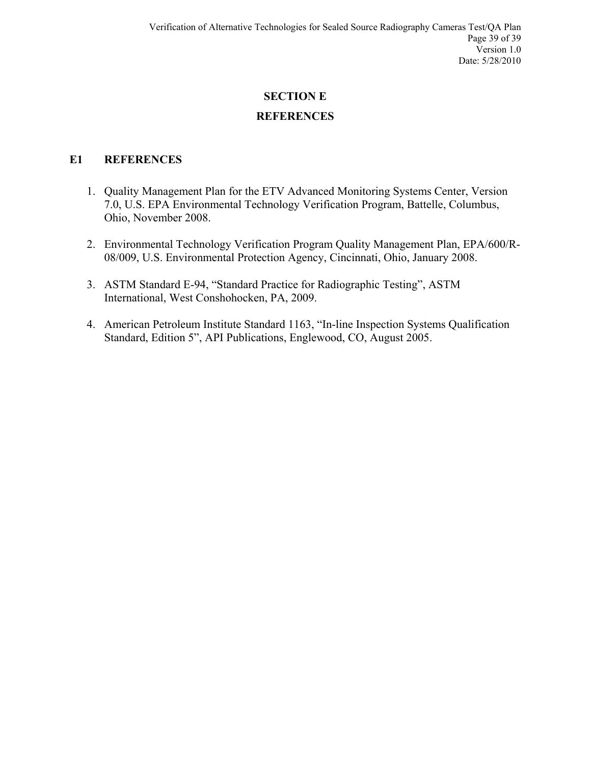# SECTION E

# REFERENCES

## E1 REFERENCES

1. Quality Management Plan for the ETV Advanced Monitoring Systems Center, Version 7.0, U.S. EPA Environmental Technology Verification Program, Battelle, Columbus, Ohio, November 2008.

2. Environmental Technology Verification Program Quality Management Plan, EPA/600/R-08/009, U.S. Environmental Protection Agency, Cincinnati, Ohio, January 2008.

3. ASTM Standard E-94, "Standard Practice for Radiographic Testing", ASTM International, West Conshohocken, PA, 2009.

4. American Petroleum Institute Standard 1163, "In-line Inspection Systems Qualification Standard, Edition 5", API Publications, Englewood, CO, August 2005.